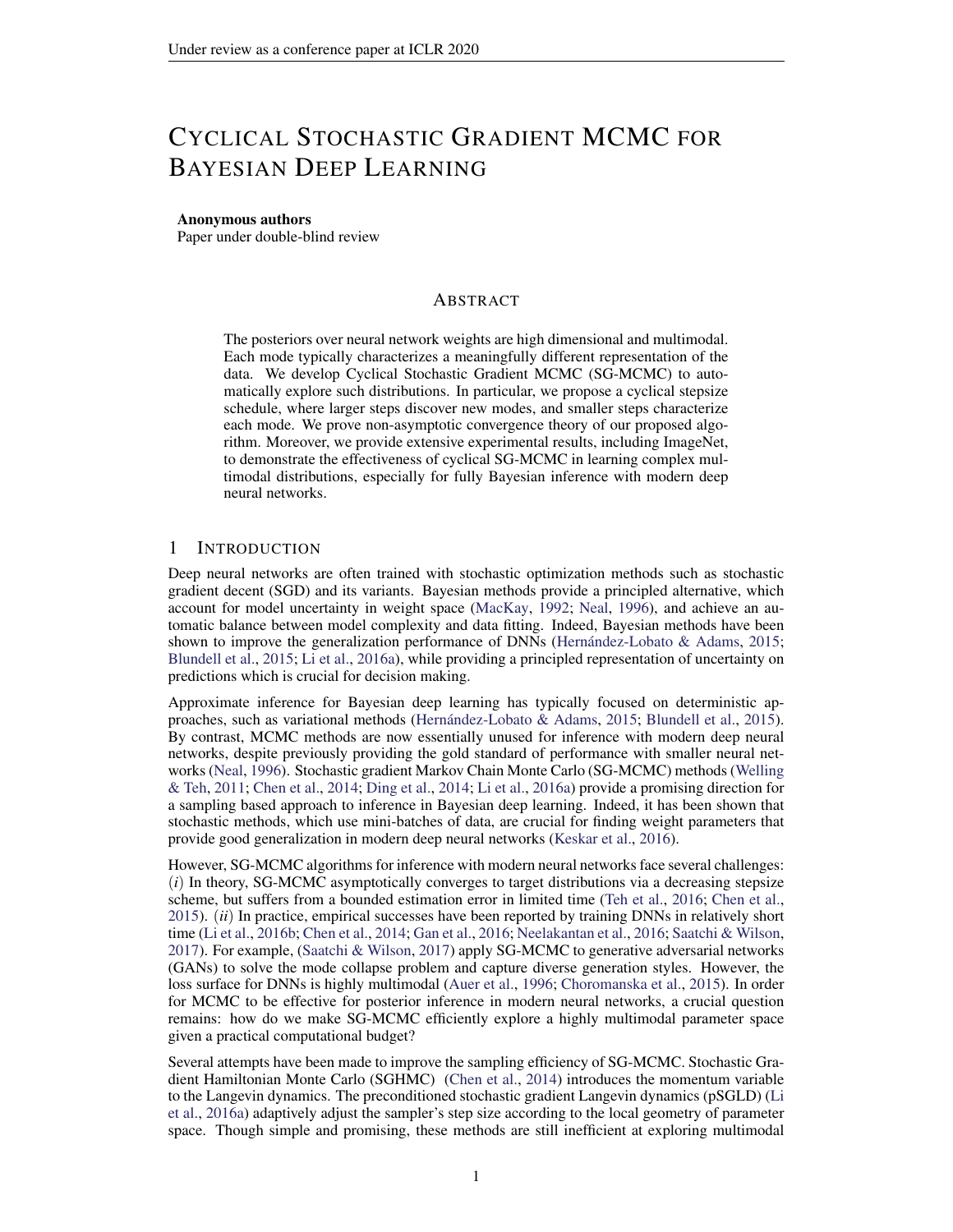# Cyclical Stochastic Gradient MCMC for Bayesian Deep Learning

**Anonymous authors**
Paper under double-blind review

## Abstract

The posteriors over neural network weights are high dimensional and multimodal. Each mode typically characterizes a meaningfully different representation of the data. We develop Cyclical Stochastic Gradient MCMC (SG-MCMC) to automatically explore such distributions. In particular, we propose a cyclical stepsize schedule, where larger steps discover new modes, and smaller steps characterize each mode. We prove non-asymptotic convergence theory of our proposed algorithm. Moreover, we provide extensive experimental results, including ImageNet, to demonstrate the effectiveness of cyclical SG-MCMC in learning complex multimodal distributions, especially for fully Bayesian inference with modern deep neural networks.

## 1 Introduction

Deep neural networks are often trained with stochastic optimization methods such as stochastic gradient decent (SGD) and its variants. Bayesian methods provide a principled alternative, which account for model uncertainty in weight space (MacKay, 1992; Neal, 1996), and achieve an automatic balance between model complexity and data fitting. Indeed, Bayesian methods have been shown to improve the generalization performance of DNNs (Hernández-Lobato & Adams, 2015; Blundell et al., 2015; Li et al., 2016a), while providing a principled representation of uncertainty on predictions which is crucial for decision making.

Approximate inference for Bayesian deep learning has typically focused on deterministic approaches, such as variational methods (Hernández-Lobato & Adams, 2015; Blundell et al., 2015). By contrast, MCMC methods are now essentially unused for inference with modern deep neural networks, despite previously providing the gold standard of performance with smaller neural networks (Neal, 1996). Stochastic gradient Markov Chain Monte Carlo (SG-MCMC) methods (Welling & Teh, 2011; Chen et al., 2014; Ding et al., 2014; Li et al., 2016a) provide a promising direction for a sampling based approach to inference in Bayesian deep learning. Indeed, it has been shown that stochastic methods, which use mini-batches of data, are crucial for finding weight parameters that provide good generalization in modern deep neural networks (Keskar et al., 2016).

However, SG-MCMC algorithms for inference with modern neural networks face several challenges: (*i*) In theory, SG-MCMC asymptotically converges to target distributions via a decreasing stepsize scheme, but suffers from a bounded estimation error in limited time (Teh et al., 2016; Chen et al., 2015). (*ii*) In practice, empirical successes have been reported by training DNNs in relatively short time (Li et al., 2016b; Chen et al., 2014; Gan et al., 2016; Neelakantan et al., 2016; Saatchi & Wilson, 2017). For example, (Saatchi & Wilson, 2017) apply SG-MCMC to generative adversarial networks (GANs) to solve the mode collapse problem and capture diverse generation styles. However, the loss surface for DNNs is highly multimodal (Auer et al., 1996; Choromanska et al., 2015). In order for MCMC to be effective for posterior inference in modern neural networks, a crucial question remains: how do we make SG-MCMC efficiently explore a highly multimodal parameter space given a practical computational budget?

Several attempts have been made to improve the sampling efficiency of SG-MCMC. Stochastic Gradient Hamiltonian Monte Carlo (SGHMC) (Chen et al., 2014) introduces the momentum variable to the Langevin dynamics. The preconditioned stochastic gradient Langevin dynamics (pSGLD) (Li et al., 2016a) adaptively adjust the sampler's step size according to the local geometry of parameter space. Though simple and promising, these methods are still inefficient at exploring multimodal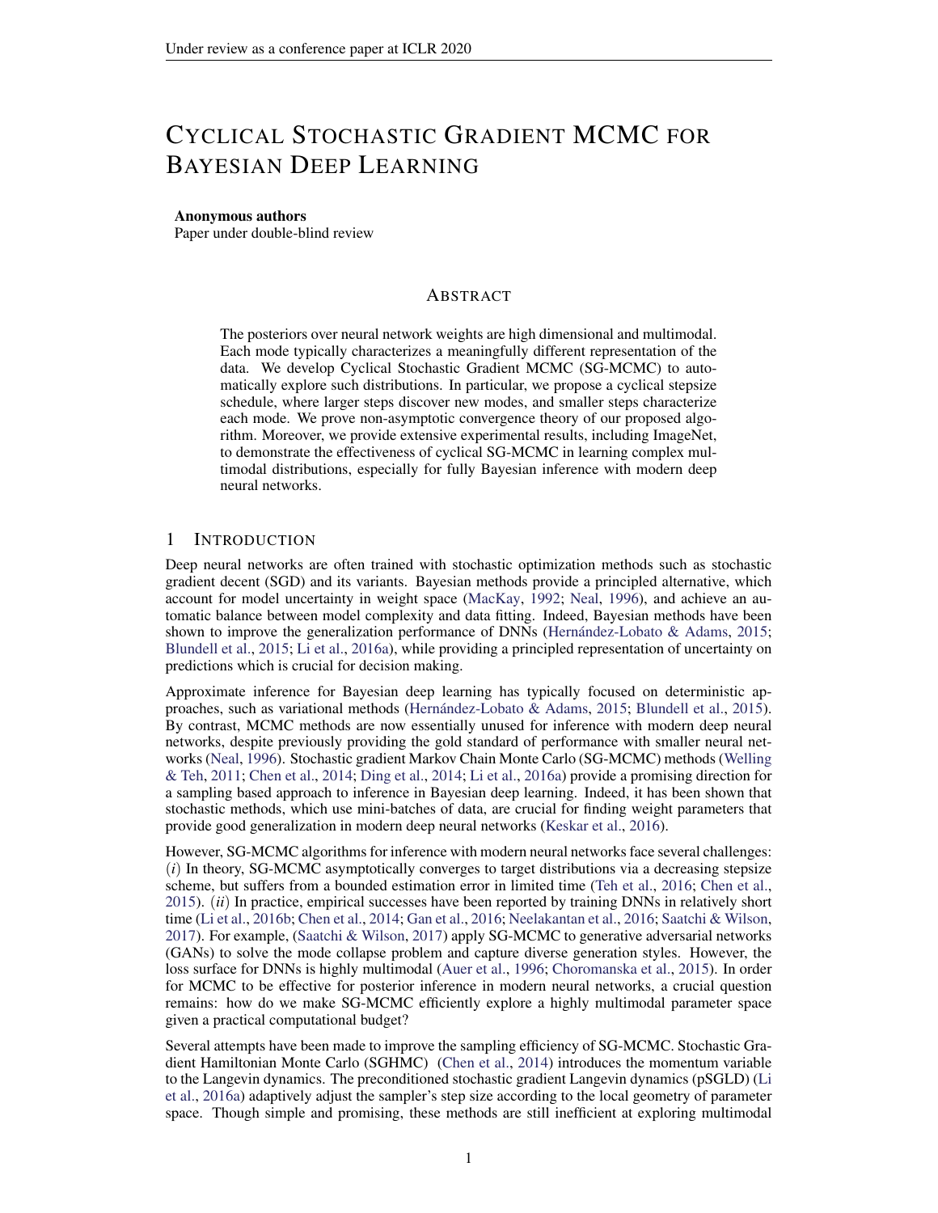# CYCLICAL STOCHASTIC GRADIENT MCMC FOR BAYESIAN DEEP LEARNING

**Anonymous authors**
Paper under double-blind review

## ABSTRACT

The posteriors over neural network weights are high dimensional and multimodal. Each mode typically characterizes a meaningfully different representation of the data. We develop Cyclical Stochastic Gradient MCMC (SG-MCMC) to automatically explore such distributions. In particular, we propose a cyclical stepsize schedule, where larger steps discover new modes, and smaller steps characterize each mode. We prove non-asymptotic convergence theory of our proposed algorithm. Moreover, we provide extensive experimental results, including ImageNet, to demonstrate the effectiveness of cyclical SG-MCMC in learning complex multimodal distributions, especially for fully Bayesian inference with modern deep neural networks.

## 1 INTRODUCTION

Deep neural networks are often trained with stochastic optimization methods such as stochastic gradient decent (SGD) and its variants. Bayesian methods provide a principled alternative, which account for model uncertainty in weight space (MacKay, 1992; Neal, 1996), and achieve an automatic balance between model complexity and data fitting. Indeed, Bayesian methods have been shown to improve the generalization performance of DNNs (Hernández-Lobato & Adams, 2015; Blundell et al., 2015; Li et al., 2016a), while providing a principled representation of uncertainty on predictions which is crucial for decision making.

Approximate inference for Bayesian deep learning has typically focused on deterministic approaches, such as variational methods (Hernández-Lobato & Adams, 2015; Blundell et al., 2015). By contrast, MCMC methods are now essentially unused for inference with modern deep neural networks, despite previously providing the gold standard of performance with smaller neural networks (Neal, 1996). Stochastic gradient Markov Chain Monte Carlo (SG-MCMC) methods (Welling & Teh, 2011; Chen et al., 2014; Ding et al., 2014; Li et al., 2016a) provide a promising direction for a sampling based approach to inference in Bayesian deep learning. Indeed, it has been shown that stochastic methods, which use mini-batches of data, are crucial for finding weight parameters that provide good generalization in modern deep neural networks (Keskar et al., 2016).

However, SG-MCMC algorithms for inference with modern neural networks face several challenges: (*i*) In theory, SG-MCMC asymptotically converges to target distributions via a decreasing stepsize scheme, but suffers from a bounded estimation error in limited time (Teh et al., 2016; Chen et al., 2015). (*ii*) In practice, empirical successes have been reported by training DNNs in relatively short time (Li et al., 2016b; Chen et al., 2014; Gan et al., 2016; Neelakantan et al., 2016; Saatchi & Wilson, 2017). For example, (Saatchi & Wilson, 2017) apply SG-MCMC to generative adversarial networks (GANs) to solve the mode collapse problem and capture diverse generation styles. However, the loss surface for DNNs is highly multimodal (Auer et al., 1996; Choromanska et al., 2015). In order for MCMC to be effective for posterior inference in modern neural networks, a crucial question remains: how do we make SG-MCMC efficiently explore a highly multimodal parameter space given a practical computational budget?

Several attempts have been made to improve the sampling efficiency of SG-MCMC. Stochastic Gradient Hamiltonian Monte Carlo (SGHMC) (Chen et al., 2014) introduces the momentum variable to the Langevin dynamics. The preconditioned stochastic gradient Langevin dynamics (pSGLD) (Li et al., 2016a) adaptively adjust the sampler's step size according to the local geometry of parameter space. Though simple and promising, these methods are still inefficient at exploring multimodal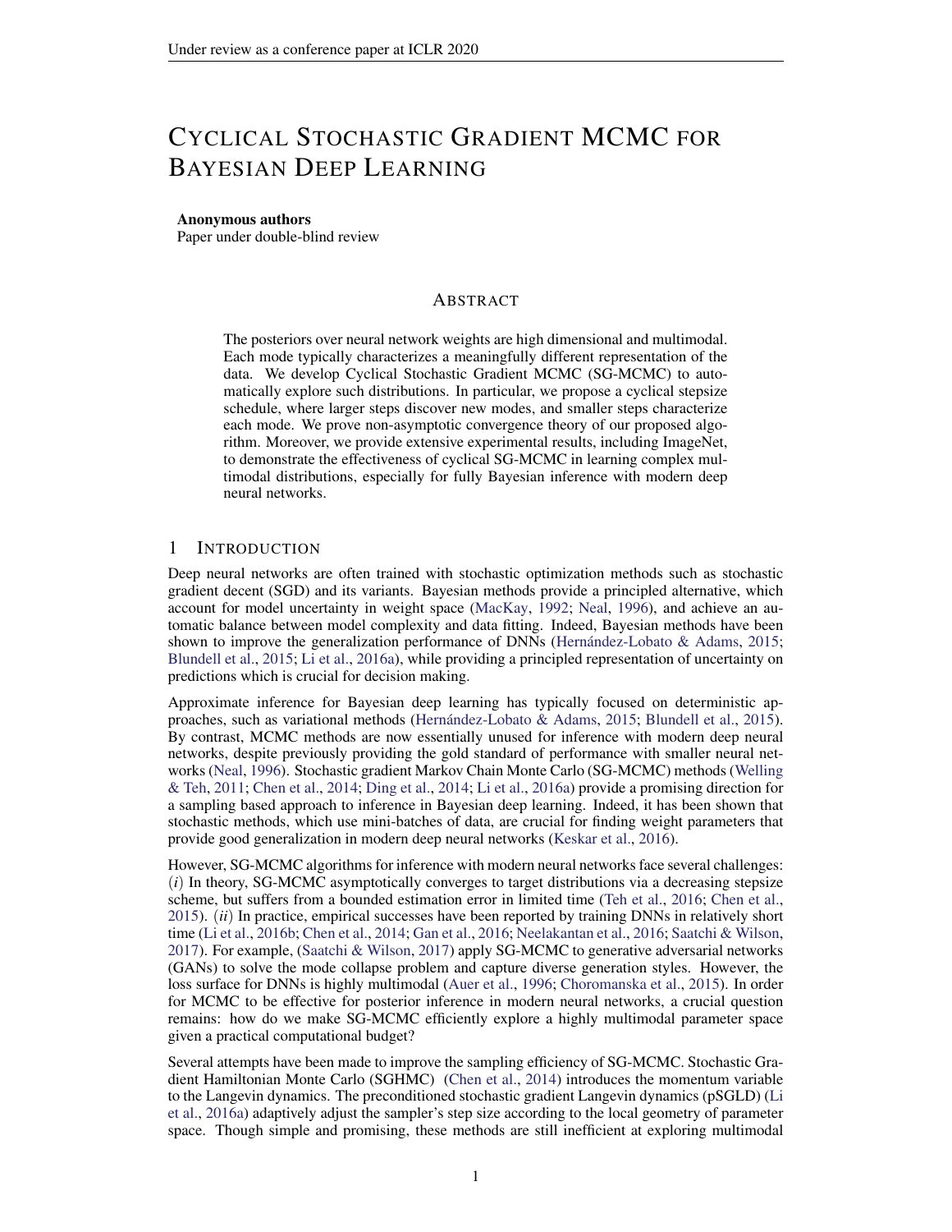# CYCLICAL STOCHASTIC GRADIENT MCMC FOR BAYESIAN DEEP LEARNING

**Anonymous authors**
Paper under double-blind review

## ABSTRACT

The posteriors over neural network weights are high dimensional and multimodal. Each mode typically characterizes a meaningfully different representation of the data. We develop Cyclical Stochastic Gradient MCMC (SG-MCMC) to automatically explore such distributions. In particular, we propose a cyclical stepsize schedule, where larger steps discover new modes, and smaller steps characterize each mode. We prove non-asymptotic convergence theory of our proposed algorithm. Moreover, we provide extensive experimental results, including ImageNet, to demonstrate the effectiveness of cyclical SG-MCMC in learning complex multimodal distributions, especially for fully Bayesian inference with modern deep neural networks.

## 1 INTRODUCTION

Deep neural networks are often trained with stochastic optimization methods such as stochastic gradient decent (SGD) and its variants. Bayesian methods provide a principled alternative, which account for model uncertainty in weight space (MacKay, 1992; Neal, 1996), and achieve an automatic balance between model complexity and data fitting. Indeed, Bayesian methods have been shown to improve the generalization performance of DNNs (Hernández-Lobato & Adams, 2015; Blundell et al., 2015; Li et al., 2016a), while providing a principled representation of uncertainty on predictions which is crucial for decision making.

Approximate inference for Bayesian deep learning has typically focused on deterministic approaches, such as variational methods (Hernández-Lobato & Adams, 2015; Blundell et al., 2015). By contrast, MCMC methods are now essentially unused for inference with modern deep neural networks, despite previously providing the gold standard of performance with smaller neural networks (Neal, 1996). Stochastic gradient Markov Chain Monte Carlo (SG-MCMC) methods (Welling & Teh, 2011; Chen et al., 2014; Ding et al., 2014; Li et al., 2016a) provide a promising direction for a sampling based approach to inference in Bayesian deep learning. Indeed, it has been shown that stochastic methods, which use mini-batches of data, are crucial for finding weight parameters that provide good generalization in modern deep neural networks (Keskar et al., 2016).

However, SG-MCMC algorithms for inference with modern neural networks face several challenges: (*i*) In theory, SG-MCMC asymptotically converges to target distributions via a decreasing stepsize scheme, but suffers from a bounded estimation error in limited time (Teh et al., 2016; Chen et al., 2015). (*ii*) In practice, empirical successes have been reported by training DNNs in relatively short time (Li et al., 2016b; Chen et al., 2014; Gan et al., 2016; Neelakantan et al., 2016; Saatchi & Wilson, 2017). For example, (Saatchi & Wilson, 2017) apply SG-MCMC to generative adversarial networks (GANs) to solve the mode collapse problem and capture diverse generation styles. However, the loss surface for DNNs is highly multimodal (Auer et al., 1996; Choromanska et al., 2015). In order for MCMC to be effective for posterior inference in modern neural networks, a crucial question remains: how do we make SG-MCMC efficiently explore a highly multimodal parameter space given a practical computational budget?

Several attempts have been made to improve the sampling efficiency of SG-MCMC. Stochastic Gradient Hamiltonian Monte Carlo (SGHMC) (Chen et al., 2014) introduces the momentum variable to the Langevin dynamics. The preconditioned stochastic gradient Langevin dynamics (pSGLD) (Li et al., 2016a) adaptively adjust the sampler's step size according to the local geometry of parameter space. Though simple and promising, these methods are still inefficient at exploring multimodal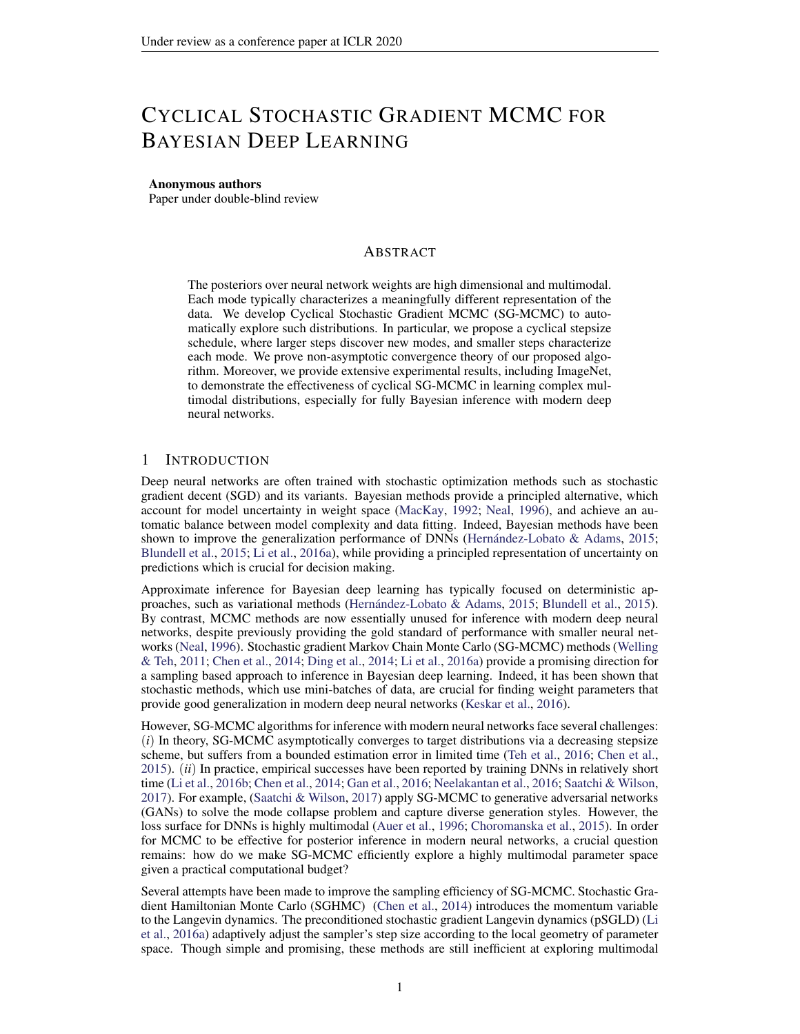# CYCLICAL STOCHASTIC GRADIENT MCMC FOR BAYESIAN DEEP LEARNING

**Anonymous authors**
Paper under double-blind review

## ABSTRACT

The posteriors over neural network weights are high dimensional and multimodal. Each mode typically characterizes a meaningfully different representation of the data. We develop Cyclical Stochastic Gradient MCMC (SG-MCMC) to automatically explore such distributions. In particular, we propose a cyclical stepsize schedule, where larger steps discover new modes, and smaller steps characterize each mode. We prove non-asymptotic convergence theory of our proposed algorithm. Moreover, we provide extensive experimental results, including ImageNet, to demonstrate the effectiveness of cyclical SG-MCMC in learning complex multimodal distributions, especially for fully Bayesian inference with modern deep neural networks.

## 1 INTRODUCTION

Deep neural networks are often trained with stochastic optimization methods such as stochastic gradient decent (SGD) and its variants. Bayesian methods provide a principled alternative, which account for model uncertainty in weight space (MacKay, 1992; Neal, 1996), and achieve an automatic balance between model complexity and data fitting. Indeed, Bayesian methods have been shown to improve the generalization performance of DNNs (Hernández-Lobato & Adams, 2015; Blundell et al., 2015; Li et al., 2016a), while providing a principled representation of uncertainty on predictions which is crucial for decision making.

Approximate inference for Bayesian deep learning has typically focused on deterministic approaches, such as variational methods (Hernández-Lobato & Adams, 2015; Blundell et al., 2015). By contrast, MCMC methods are now essentially unused for inference with modern deep neural networks, despite previously providing the gold standard of performance with smaller neural networks (Neal, 1996). Stochastic gradient Markov Chain Monte Carlo (SG-MCMC) methods (Welling & Teh, 2011; Chen et al., 2014; Ding et al., 2014; Li et al., 2016a) provide a promising direction for a sampling based approach to inference in Bayesian deep learning. Indeed, it has been shown that stochastic methods, which use mini-batches of data, are crucial for finding weight parameters that provide good generalization in modern deep neural networks (Keskar et al., 2016).

However, SG-MCMC algorithms for inference with modern neural networks face several challenges: (*i*) In theory, SG-MCMC asymptotically converges to target distributions via a decreasing stepsize scheme, but suffers from a bounded estimation error in limited time (Teh et al., 2016; Chen et al., 2015). (*ii*) In practice, empirical successes have been reported by training DNNs in relatively short time (Li et al., 2016b; Chen et al., 2014; Gan et al., 2016; Neelakantan et al., 2016; Saatchi & Wilson, 2017). For example, (Saatchi & Wilson, 2017) apply SG-MCMC to generative adversarial networks (GANs) to solve the mode collapse problem and capture diverse generation styles. However, the loss surface for DNNs is highly multimodal (Auer et al., 1996; Choromanska et al., 2015). In order for MCMC to be effective for posterior inference in modern neural networks, a crucial question remains: how do we make SG-MCMC efficiently explore a highly multimodal parameter space given a practical computational budget?

Several attempts have been made to improve the sampling efficiency of SG-MCMC. Stochastic Gradient Hamiltonian Monte Carlo (SGHMC) (Chen et al., 2014) introduces the momentum variable to the Langevin dynamics. The preconditioned stochastic gradient Langevin dynamics (pSGLD) (Li et al., 2016a) adaptively adjust the sampler's step size according to the local geometry of parameter space. Though simple and promising, these methods are still inefficient at exploring multimodal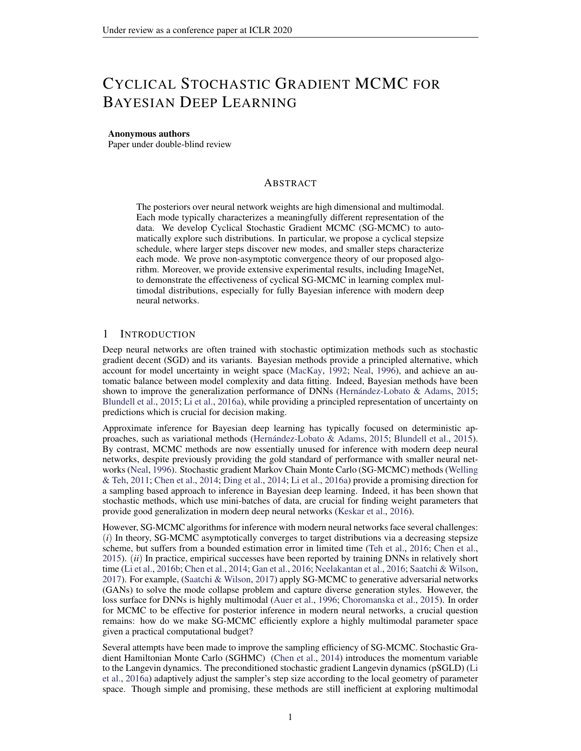# CYCLICAL STOCHASTIC GRADIENT MCMC FOR BAYESIAN DEEP LEARNING

**Anonymous authors**
Paper under double-blind review

## ABSTRACT

The posteriors over neural network weights are high dimensional and multimodal. Each mode typically characterizes a meaningfully different representation of the data. We develop Cyclical Stochastic Gradient MCMC (SG-MCMC) to automatically explore such distributions. In particular, we propose a cyclical stepsize schedule, where larger steps discover new modes, and smaller steps characterize each mode. We prove non-asymptotic convergence theory of our proposed algorithm. Moreover, we provide extensive experimental results, including ImageNet, to demonstrate the effectiveness of cyclical SG-MCMC in learning complex multimodal distributions, especially for fully Bayesian inference with modern deep neural networks.

## 1 INTRODUCTION

Deep neural networks are often trained with stochastic optimization methods such as stochastic gradient decent (SGD) and its variants. Bayesian methods provide a principled alternative, which account for model uncertainty in weight space (MacKay, 1992; Neal, 1996), and achieve an automatic balance between model complexity and data fitting. Indeed, Bayesian methods have been shown to improve the generalization performance of DNNs (Hernández-Lobato & Adams, 2015; Blundell et al., 2015; Li et al., 2016a), while providing a principled representation of uncertainty on predictions which is crucial for decision making.

Approximate inference for Bayesian deep learning has typically focused on deterministic approaches, such as variational methods (Hernández-Lobato & Adams, 2015; Blundell et al., 2015). By contrast, MCMC methods are now essentially unused for inference with modern deep neural networks, despite previously providing the gold standard of performance with smaller neural networks (Neal, 1996). Stochastic gradient Markov Chain Monte Carlo (SG-MCMC) methods (Welling & Teh, 2011; Chen et al., 2014; Ding et al., 2014; Li et al., 2016a) provide a promising direction for a sampling based approach to inference in Bayesian deep learning. Indeed, it has been shown that stochastic methods, which use mini-batches of data, are crucial for finding weight parameters that provide good generalization in modern deep neural networks (Keskar et al., 2016).

However, SG-MCMC algorithms for inference with modern neural networks face several challenges: (*i*) In theory, SG-MCMC asymptotically converges to target distributions via a decreasing stepsize scheme, but suffers from a bounded estimation error in limited time (Teh et al., 2016; Chen et al., 2015). (*ii*) In practice, empirical successes have been reported by training DNNs in relatively short time (Li et al., 2016b; Chen et al., 2014; Gan et al., 2016; Neelakantan et al., 2016; Saatchi & Wilson, 2017). For example, (Saatchi & Wilson, 2017) apply SG-MCMC to generative adversarial networks (GANs) to solve the mode collapse problem and capture diverse generation styles. However, the loss surface for DNNs is highly multimodal (Auer et al., 1996; Choromanska et al., 2015). In order for MCMC to be effective for posterior inference in modern neural networks, a crucial question remains: how do we make SG-MCMC efficiently explore a highly multimodal parameter space given a practical computational budget?

Several attempts have been made to improve the sampling efficiency of SG-MCMC. Stochastic Gradient Hamiltonian Monte Carlo (SGHMC) (Chen et al., 2014) introduces the momentum variable to the Langevin dynamics. The preconditioned stochastic gradient Langevin dynamics (pSGLD) (Li et al., 2016a) adaptively adjust the sampler's step size according to the local geometry of parameter space. Though simple and promising, these methods are still inefficient at exploring multimodal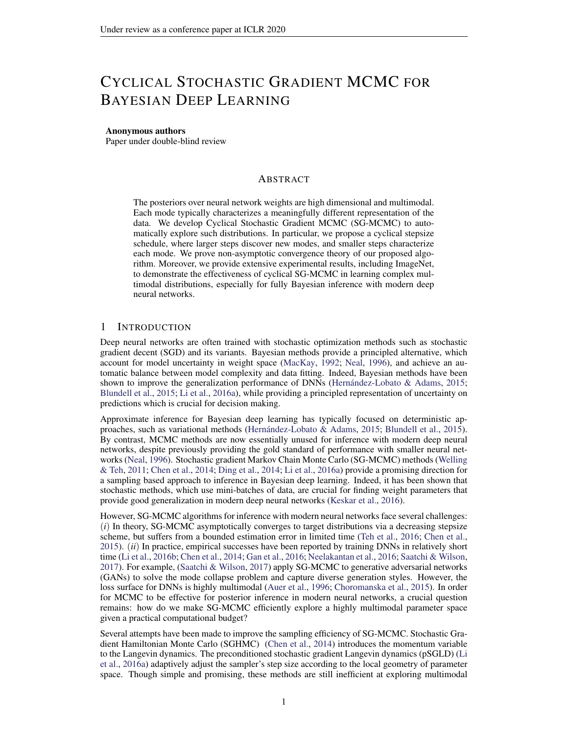# Cyclical Stochastic Gradient MCMC for Bayesian Deep Learning

**Anonymous authors**
Paper under double-blind review

## Abstract

The posteriors over neural network weights are high dimensional and multimodal. Each mode typically characterizes a meaningfully different representation of the data. We develop Cyclical Stochastic Gradient MCMC (SG-MCMC) to automatically explore such distributions. In particular, we propose a cyclical stepsize schedule, where larger steps discover new modes, and smaller steps characterize each mode. We prove non-asymptotic convergence theory of our proposed algorithm. Moreover, we provide extensive experimental results, including ImageNet, to demonstrate the effectiveness of cyclical SG-MCMC in learning complex multimodal distributions, especially for fully Bayesian inference with modern deep neural networks.

## 1 Introduction

Deep neural networks are often trained with stochastic optimization methods such as stochastic gradient decent (SGD) and its variants. Bayesian methods provide a principled alternative, which account for model uncertainty in weight space (MacKay, 1992; Neal, 1996), and achieve an automatic balance between model complexity and data fitting. Indeed, Bayesian methods have been shown to improve the generalization performance of DNNs (Hernández-Lobato & Adams, 2015; Blundell et al., 2015; Li et al., 2016a), while providing a principled representation of uncertainty on predictions which is crucial for decision making.

Approximate inference for Bayesian deep learning has typically focused on deterministic approaches, such as variational methods (Hernández-Lobato & Adams, 2015; Blundell et al., 2015). By contrast, MCMC methods are now essentially unused for inference with modern deep neural networks, despite previously providing the gold standard of performance with smaller neural networks (Neal, 1996). Stochastic gradient Markov Chain Monte Carlo (SG-MCMC) methods (Welling & Teh, 2011; Chen et al., 2014; Ding et al., 2014; Li et al., 2016a) provide a promising direction for a sampling based approach to inference in Bayesian deep learning. Indeed, it has been shown that stochastic methods, which use mini-batches of data, are crucial for finding weight parameters that provide good generalization in modern deep neural networks (Keskar et al., 2016).

However, SG-MCMC algorithms for inference with modern neural networks face several challenges: ($i$) In theory, SG-MCMC asymptotically converges to target distributions via a decreasing stepsize scheme, but suffers from a bounded estimation error in limited time (Teh et al., 2016; Chen et al., 2015). ($ii$) In practice, empirical successes have been reported by training DNNs in relatively short time (Li et al., 2016b; Chen et al., 2014; Gan et al., 2016; Neelakantan et al., 2016; Saatchi & Wilson, 2017). For example, (Saatchi & Wilson, 2017) apply SG-MCMC to generative adversarial networks (GANs) to solve the mode collapse problem and capture diverse generation styles. However, the loss surface for DNNs is highly multimodal (Auer et al., 1996; Choromanska et al., 2015). In order for MCMC to be effective for posterior inference in modern neural networks, a crucial question remains: how do we make SG-MCMC efficiently explore a highly multimodal parameter space given a practical computational budget?

Several attempts have been made to improve the sampling efficiency of SG-MCMC. Stochastic Gradient Hamiltonian Monte Carlo (SGHMC) (Chen et al., 2014) introduces the momentum variable to the Langevin dynamics. The preconditioned stochastic gradient Langevin dynamics (pSGLD) (Li et al., 2016a) adaptively adjust the sampler's step size according to the local geometry of parameter space. Though simple and promising, these methods are still inefficient at exploring multimodal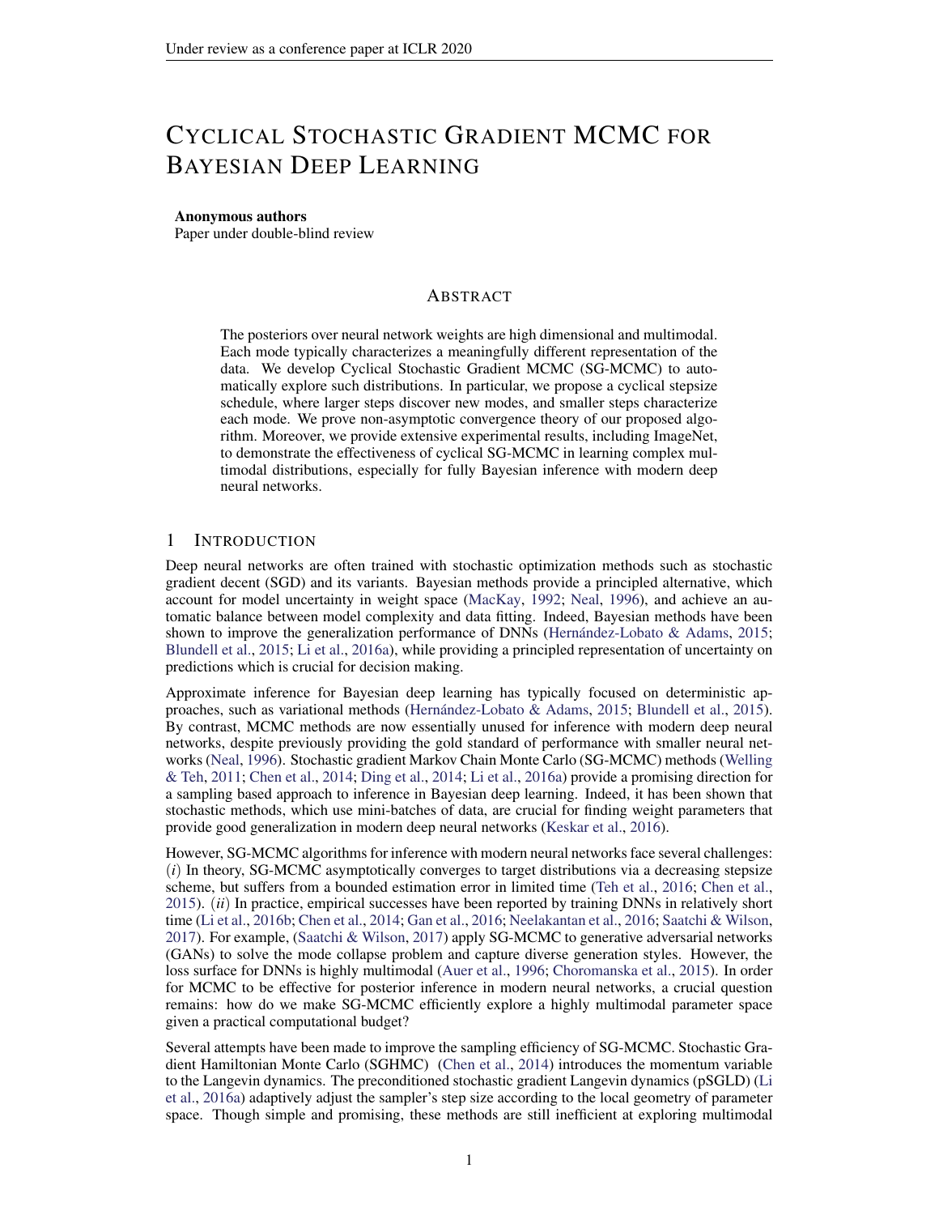# CYCLICAL STOCHASTIC GRADIENT MCMC FOR BAYESIAN DEEP LEARNING

**Anonymous authors**
Paper under double-blind review

## ABSTRACT

The posteriors over neural network weights are high dimensional and multimodal. Each mode typically characterizes a meaningfully different representation of the data. We develop Cyclical Stochastic Gradient MCMC (SG-MCMC) to automatically explore such distributions. In particular, we propose a cyclical stepsize schedule, where larger steps discover new modes, and smaller steps characterize each mode. We prove non-asymptotic convergence theory of our proposed algorithm. Moreover, we provide extensive experimental results, including ImageNet, to demonstrate the effectiveness of cyclical SG-MCMC in learning complex multimodal distributions, especially for fully Bayesian inference with modern deep neural networks.

## 1 INTRODUCTION

Deep neural networks are often trained with stochastic optimization methods such as stochastic gradient decent (SGD) and its variants. Bayesian methods provide a principled alternative, which account for model uncertainty in weight space (MacKay, 1992; Neal, 1996), and achieve an automatic balance between model complexity and data fitting. Indeed, Bayesian methods have been shown to improve the generalization performance of DNNs (Hernández-Lobato & Adams, 2015; Blundell et al., 2015; Li et al., 2016a), while providing a principled representation of uncertainty on predictions which is crucial for decision making.

Approximate inference for Bayesian deep learning has typically focused on deterministic approaches, such as variational methods (Hernández-Lobato & Adams, 2015; Blundell et al., 2015). By contrast, MCMC methods are now essentially unused for inference with modern deep neural networks, despite previously providing the gold standard of performance with smaller neural networks (Neal, 1996). Stochastic gradient Markov Chain Monte Carlo (SG-MCMC) methods (Welling & Teh, 2011; Chen et al., 2014; Ding et al., 2014; Li et al., 2016a) provide a promising direction for a sampling based approach to inference in Bayesian deep learning. Indeed, it has been shown that stochastic methods, which use mini-batches of data, are crucial for finding weight parameters that provide good generalization in modern deep neural networks (Keskar et al., 2016).

However, SG-MCMC algorithms for inference with modern neural networks face several challenges: (*i*) In theory, SG-MCMC asymptotically converges to target distributions via a decreasing stepsize scheme, but suffers from a bounded estimation error in limited time (Teh et al., 2016; Chen et al., 2015). (*ii*) In practice, empirical successes have been reported by training DNNs in relatively short time (Li et al., 2016b; Chen et al., 2014; Gan et al., 2016; Neelakantan et al., 2016; Saatchi & Wilson, 2017). For example, (Saatchi & Wilson, 2017) apply SG-MCMC to generative adversarial networks (GANs) to solve the mode collapse problem and capture diverse generation styles. However, the loss surface for DNNs is highly multimodal (Auer et al., 1996; Choromanska et al., 2015). In order for MCMC to be effective for posterior inference in modern neural networks, a crucial question remains: how do we make SG-MCMC efficiently explore a highly multimodal parameter space given a practical computational budget?

Several attempts have been made to improve the sampling efficiency of SG-MCMC. Stochastic Gradient Hamiltonian Monte Carlo (SGHMC) (Chen et al., 2014) introduces the momentum variable to the Langevin dynamics. The preconditioned stochastic gradient Langevin dynamics (pSGLD) (Li et al., 2016a) adaptively adjust the sampler's step size according to the local geometry of parameter space. Though simple and promising, these methods are still inefficient at exploring multimodal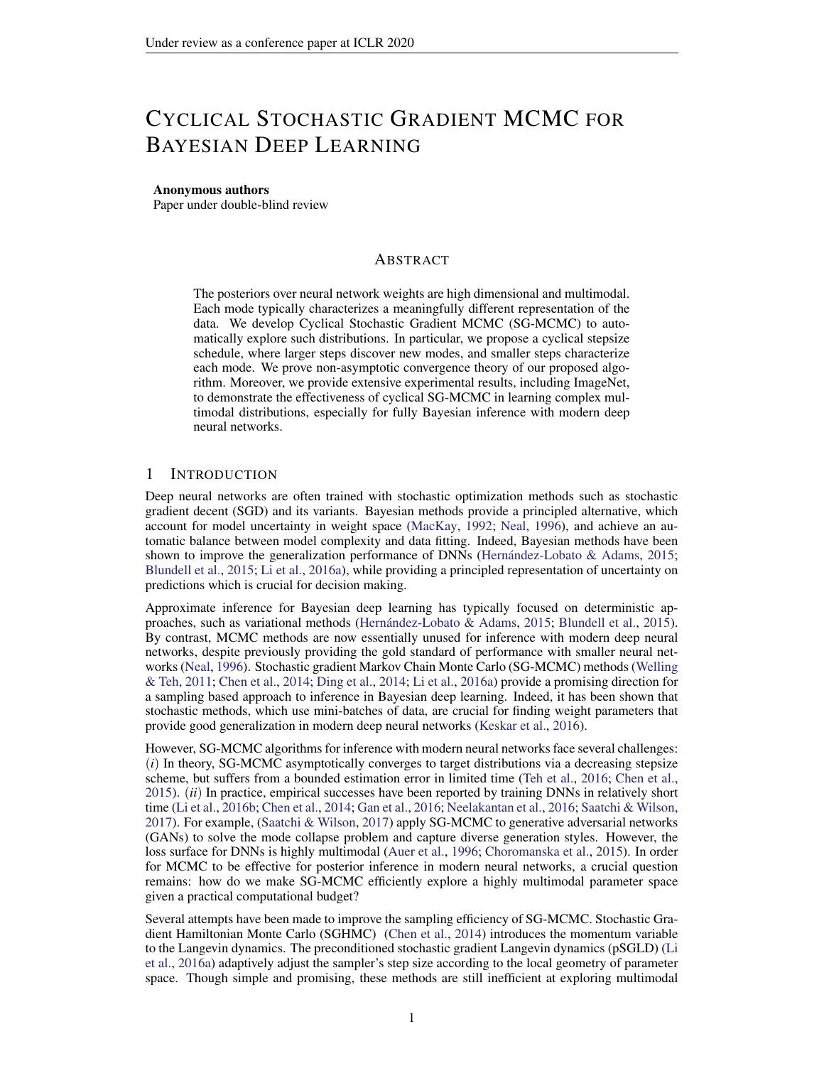# CYCLICAL STOCHASTIC GRADIENT MCMC FOR BAYESIAN DEEP LEARNING

**Anonymous authors**
Paper under double-blind review

## ABSTRACT

The posteriors over neural network weights are high dimensional and multimodal. Each mode typically characterizes a meaningfully different representation of the data. We develop Cyclical Stochastic Gradient MCMC (SG-MCMC) to automatically explore such distributions. In particular, we propose a cyclical stepsize schedule, where larger steps discover new modes, and smaller steps characterize each mode. We prove non-asymptotic convergence theory of our proposed algorithm. Moreover, we provide extensive experimental results, including ImageNet, to demonstrate the effectiveness of cyclical SG-MCMC in learning complex multimodal distributions, especially for fully Bayesian inference with modern deep neural networks.

## 1 INTRODUCTION

Deep neural networks are often trained with stochastic optimization methods such as stochastic gradient decent (SGD) and its variants. Bayesian methods provide a principled alternative, which account for model uncertainty in weight space (MacKay, 1992; Neal, 1996), and achieve an automatic balance between model complexity and data fitting. Indeed, Bayesian methods have been shown to improve the generalization performance of DNNs (Hernández-Lobato & Adams, 2015; Blundell et al., 2015; Li et al., 2016a), while providing a principled representation of uncertainty on predictions which is crucial for decision making.

Approximate inference for Bayesian deep learning has typically focused on deterministic approaches, such as variational methods (Hernández-Lobato & Adams, 2015; Blundell et al., 2015). By contrast, MCMC methods are now essentially unused for inference with modern deep neural networks, despite previously providing the gold standard of performance with smaller neural networks (Neal, 1996). Stochastic gradient Markov Chain Monte Carlo (SG-MCMC) methods (Welling & Teh, 2011; Chen et al., 2014; Ding et al., 2014; Li et al., 2016a) provide a promising direction for a sampling based approach to inference in Bayesian deep learning. Indeed, it has been shown that stochastic methods, which use mini-batches of data, are crucial for finding weight parameters that provide good generalization in modern deep neural networks (Keskar et al., 2016).

However, SG-MCMC algorithms for inference with modern neural networks face several challenges: (*i*) In theory, SG-MCMC asymptotically converges to target distributions via a decreasing stepsize scheme, but suffers from a bounded estimation error in limited time (Teh et al., 2016; Chen et al., 2015). (*ii*) In practice, empirical successes have been reported by training DNNs in relatively short time (Li et al., 2016b; Chen et al., 2014; Gan et al., 2016; Neelakantan et al., 2016; Saatchi & Wilson, 2017). For example, (Saatchi & Wilson, 2017) apply SG-MCMC to generative adversarial networks (GANs) to solve the mode collapse problem and capture diverse generation styles. However, the loss surface for DNNs is highly multimodal (Auer et al., 1996; Choromanska et al., 2015). In order for MCMC to be effective for posterior inference in modern neural networks, a crucial question remains: how do we make SG-MCMC efficiently explore a highly multimodal parameter space given a practical computational budget?

Several attempts have been made to improve the sampling efficiency of SG-MCMC. Stochastic Gradient Hamiltonian Monte Carlo (SGHMC) (Chen et al., 2014) introduces the momentum variable to the Langevin dynamics. The preconditioned stochastic gradient Langevin dynamics (pSGLD) (Li et al., 2016a) adaptively adjust the sampler's step size according to the local geometry of parameter space. Though simple and promising, these methods are still inefficient at exploring multimodal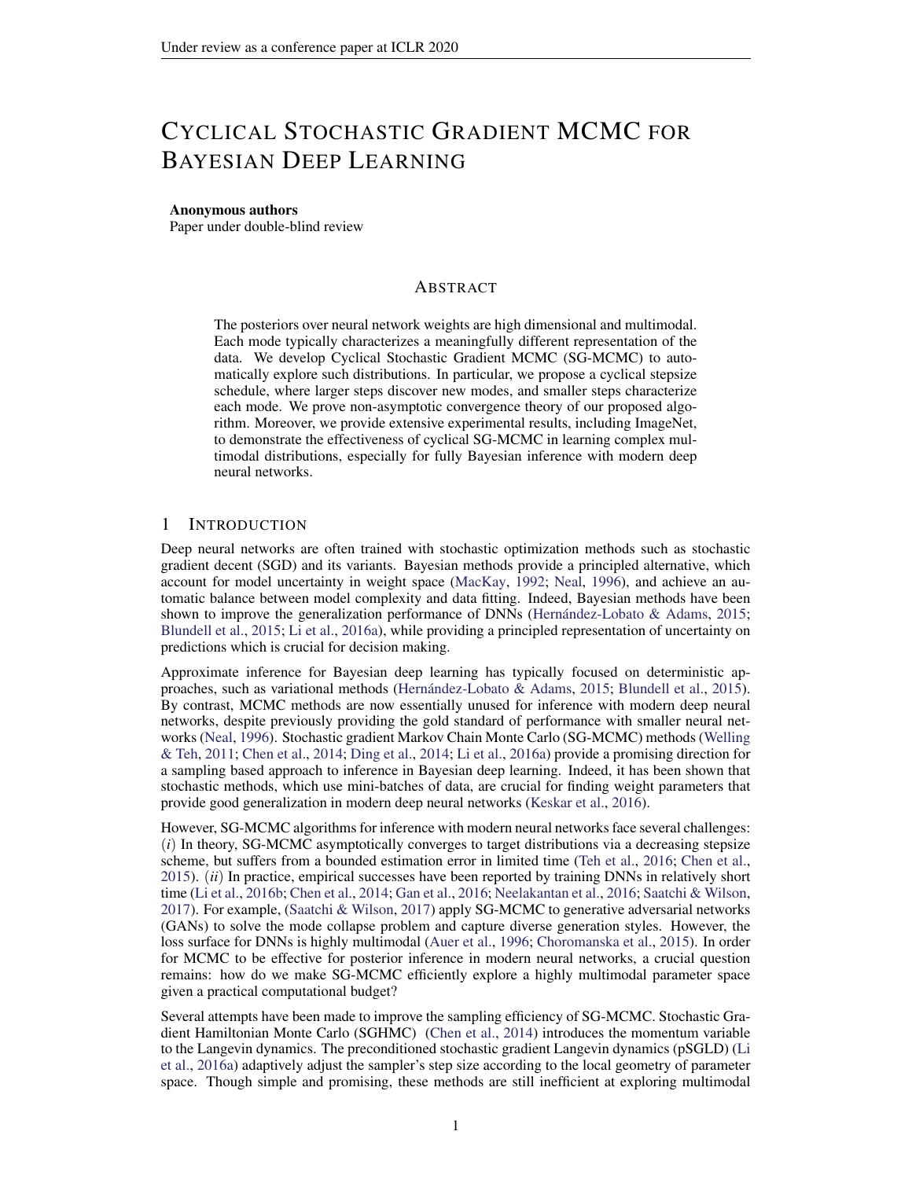# CYCLICAL STOCHASTIC GRADIENT MCMC FOR BAYESIAN DEEP LEARNING

**Anonymous authors**
Paper under double-blind review

## ABSTRACT

The posteriors over neural network weights are high dimensional and multimodal. Each mode typically characterizes a meaningfully different representation of the data. We develop Cyclical Stochastic Gradient MCMC (SG-MCMC) to automatically explore such distributions. In particular, we propose a cyclical stepsize schedule, where larger steps discover new modes, and smaller steps characterize each mode. We prove non-asymptotic convergence theory of our proposed algorithm. Moreover, we provide extensive experimental results, including ImageNet, to demonstrate the effectiveness of cyclical SG-MCMC in learning complex multimodal distributions, especially for fully Bayesian inference with modern deep neural networks.

## 1 INTRODUCTION

Deep neural networks are often trained with stochastic optimization methods such as stochastic gradient decent (SGD) and its variants. Bayesian methods provide a principled alternative, which account for model uncertainty in weight space (MacKay, 1992; Neal, 1996), and achieve an automatic balance between model complexity and data fitting. Indeed, Bayesian methods have been shown to improve the generalization performance of DNNs (Hernández-Lobato & Adams, 2015; Blundell et al., 2015; Li et al., 2016a), while providing a principled representation of uncertainty on predictions which is crucial for decision making.

Approximate inference for Bayesian deep learning has typically focused on deterministic approaches, such as variational methods (Hernández-Lobato & Adams, 2015; Blundell et al., 2015). By contrast, MCMC methods are now essentially unused for inference with modern deep neural networks, despite previously providing the gold standard of performance with smaller neural networks (Neal, 1996). Stochastic gradient Markov Chain Monte Carlo (SG-MCMC) methods (Welling & Teh, 2011; Chen et al., 2014; Ding et al., 2014; Li et al., 2016a) provide a promising direction for a sampling based approach to inference in Bayesian deep learning. Indeed, it has been shown that stochastic methods, which use mini-batches of data, are crucial for finding weight parameters that provide good generalization in modern deep neural networks (Keskar et al., 2016).

However, SG-MCMC algorithms for inference with modern neural networks face several challenges: (*i*) In theory, SG-MCMC asymptotically converges to target distributions via a decreasing stepsize scheme, but suffers from a bounded estimation error in limited time (Teh et al., 2016; Chen et al., 2015). (*ii*) In practice, empirical successes have been reported by training DNNs in relatively short time (Li et al., 2016b; Chen et al., 2014; Gan et al., 2016; Neelakantan et al., 2016; Saatchi & Wilson, 2017). For example, (Saatchi & Wilson, 2017) apply SG-MCMC to generative adversarial networks (GANs) to solve the mode collapse problem and capture diverse generation styles. However, the loss surface for DNNs is highly multimodal (Auer et al., 1996; Choromanska et al., 2015). In order for MCMC to be effective for posterior inference in modern neural networks, a crucial question remains: how do we make SG-MCMC efficiently explore a highly multimodal parameter space given a practical computational budget?

Several attempts have been made to improve the sampling efficiency of SG-MCMC. Stochastic Gradient Hamiltonian Monte Carlo (SGHMC) (Chen et al., 2014) introduces the momentum variable to the Langevin dynamics. The preconditioned stochastic gradient Langevin dynamics (pSGLD) (Li et al., 2016a) adaptively adjust the sampler's step size according to the local geometry of parameter space. Though simple and promising, these methods are still inefficient at exploring multimodal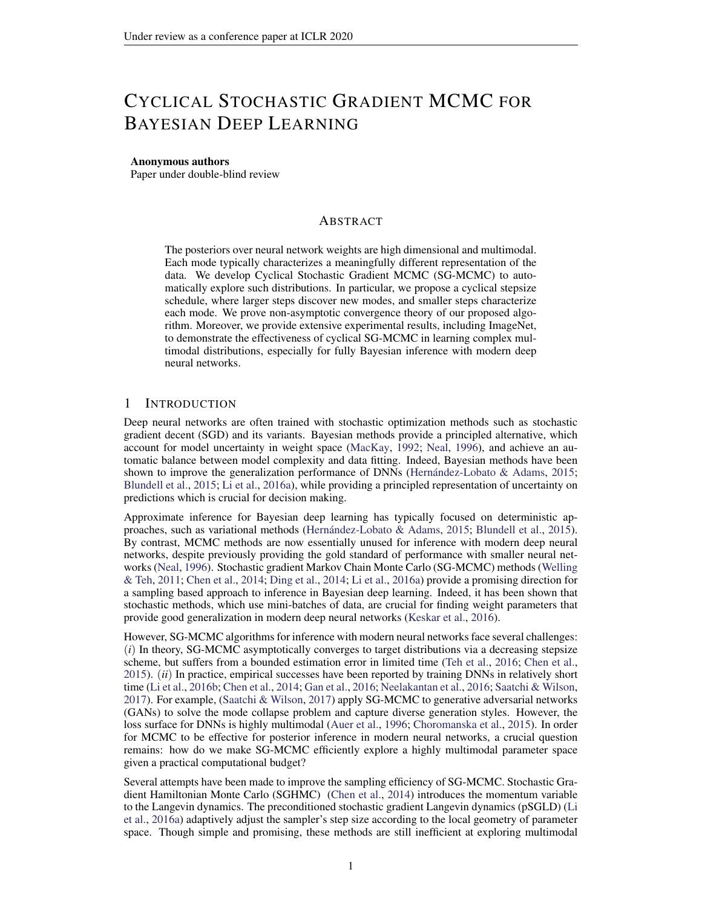# CYCLICAL STOCHASTIC GRADIENT MCMC FOR BAYESIAN DEEP LEARNING

**Anonymous authors**
Paper under double-blind review

## ABSTRACT

The posteriors over neural network weights are high dimensional and multimodal. Each mode typically characterizes a meaningfully different representation of the data. We develop Cyclical Stochastic Gradient MCMC (SG-MCMC) to automatically explore such distributions. In particular, we propose a cyclical stepsize schedule, where larger steps discover new modes, and smaller steps characterize each mode. We prove non-asymptotic convergence theory of our proposed algorithm. Moreover, we provide extensive experimental results, including ImageNet, to demonstrate the effectiveness of cyclical SG-MCMC in learning complex multimodal distributions, especially for fully Bayesian inference with modern deep neural networks.

## 1 INTRODUCTION

Deep neural networks are often trained with stochastic optimization methods such as stochastic gradient decent (SGD) and its variants. Bayesian methods provide a principled alternative, which account for model uncertainty in weight space (MacKay, 1992; Neal, 1996), and achieve an automatic balance between model complexity and data fitting. Indeed, Bayesian methods have been shown to improve the generalization performance of DNNs (Hernández-Lobato & Adams, 2015; Blundell et al., 2015; Li et al., 2016a), while providing a principled representation of uncertainty on predictions which is crucial for decision making.

Approximate inference for Bayesian deep learning has typically focused on deterministic approaches, such as variational methods (Hernández-Lobato & Adams, 2015; Blundell et al., 2015). By contrast, MCMC methods are now essentially unused for inference with modern deep neural networks, despite previously providing the gold standard of performance with smaller neural networks (Neal, 1996). Stochastic gradient Markov Chain Monte Carlo (SG-MCMC) methods (Welling & Teh, 2011; Chen et al., 2014; Ding et al., 2014; Li et al., 2016a) provide a promising direction for a sampling based approach to inference in Bayesian deep learning. Indeed, it has been shown that stochastic methods, which use mini-batches of data, are crucial for finding weight parameters that provide good generalization in modern deep neural networks (Keskar et al., 2016).

However, SG-MCMC algorithms for inference with modern neural networks face several challenges: (*i*) In theory, SG-MCMC asymptotically converges to target distributions via a decreasing stepsize scheme, but suffers from a bounded estimation error in limited time (Teh et al., 2016; Chen et al., 2015). (*ii*) In practice, empirical successes have been reported by training DNNs in relatively short time (Li et al., 2016b; Chen et al., 2014; Gan et al., 2016; Neelakantan et al., 2016; Saatchi & Wilson, 2017). For example, (Saatchi & Wilson, 2017) apply SG-MCMC to generative adversarial networks (GANs) to solve the mode collapse problem and capture diverse generation styles. However, the loss surface for DNNs is highly multimodal (Auer et al., 1996; Choromanska et al., 2015). In order for MCMC to be effective for posterior inference in modern neural networks, a crucial question remains: how do we make SG-MCMC efficiently explore a highly multimodal parameter space given a practical computational budget?

Several attempts have been made to improve the sampling efficiency of SG-MCMC. Stochastic Gradient Hamiltonian Monte Carlo (SGHMC) (Chen et al., 2014) introduces the momentum variable to the Langevin dynamics. The preconditioned stochastic gradient Langevin dynamics (pSGLD) (Li et al., 2016a) adaptively adjust the sampler's step size according to the local geometry of parameter space. Though simple and promising, these methods are still inefficient at exploring multimodal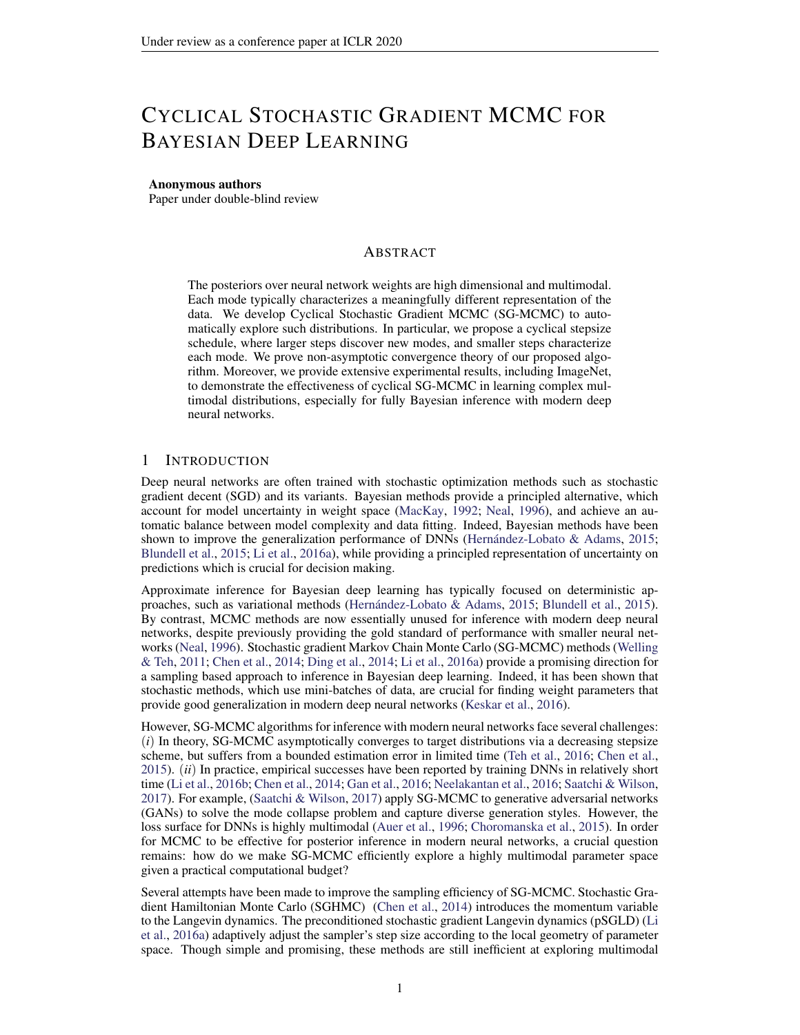# Cyclical Stochastic Gradient MCMC for Bayesian Deep Learning

**Anonymous authors**
Paper under double-blind review

## Abstract

The posteriors over neural network weights are high dimensional and multimodal. Each mode typically characterizes a meaningfully different representation of the data. We develop Cyclical Stochastic Gradient MCMC (SG-MCMC) to automatically explore such distributions. In particular, we propose a cyclical stepsize schedule, where larger steps discover new modes, and smaller steps characterize each mode. We prove non-asymptotic convergence theory of our proposed algorithm. Moreover, we provide extensive experimental results, including ImageNet, to demonstrate the effectiveness of cyclical SG-MCMC in learning complex multimodal distributions, especially for fully Bayesian inference with modern deep neural networks.

## 1 Introduction

Deep neural networks are often trained with stochastic optimization methods such as stochastic gradient decent (SGD) and its variants. Bayesian methods provide a principled alternative, which account for model uncertainty in weight space (MacKay, 1992; Neal, 1996), and achieve an automatic balance between model complexity and data fitting. Indeed, Bayesian methods have been shown to improve the generalization performance of DNNs (Hernández-Lobato & Adams, 2015; Blundell et al., 2015; Li et al., 2016a), while providing a principled representation of uncertainty on predictions which is crucial for decision making.

Approximate inference for Bayesian deep learning has typically focused on deterministic approaches, such as variational methods (Hernández-Lobato & Adams, 2015; Blundell et al., 2015). By contrast, MCMC methods are now essentially unused for inference with modern deep neural networks, despite previously providing the gold standard of performance with smaller neural networks (Neal, 1996). Stochastic gradient Markov Chain Monte Carlo (SG-MCMC) methods (Welling & Teh, 2011; Chen et al., 2014; Ding et al., 2014; Li et al., 2016a) provide a promising direction for a sampling based approach to inference in Bayesian deep learning. Indeed, it has been shown that stochastic methods, which use mini-batches of data, are crucial for finding weight parameters that provide good generalization in modern deep neural networks (Keskar et al., 2016).

However, SG-MCMC algorithms for inference with modern neural networks face several challenges: (*i*) In theory, SG-MCMC asymptotically converges to target distributions via a decreasing stepsize scheme, but suffers from a bounded estimation error in limited time (Teh et al., 2016; Chen et al., 2015). (*ii*) In practice, empirical successes have been reported by training DNNs in relatively short time (Li et al., 2016b; Chen et al., 2014; Gan et al., 2016; Neelakantan et al., 2016; Saatchi & Wilson, 2017). For example, (Saatchi & Wilson, 2017) apply SG-MCMC to generative adversarial networks (GANs) to solve the mode collapse problem and capture diverse generation styles. However, the loss surface for DNNs is highly multimodal (Auer et al., 1996; Choromanska et al., 2015). In order for MCMC to be effective for posterior inference in modern neural networks, a crucial question remains: how do we make SG-MCMC efficiently explore a highly multimodal parameter space given a practical computational budget?

Several attempts have been made to improve the sampling efficiency of SG-MCMC. Stochastic Gradient Hamiltonian Monte Carlo (SGHMC) (Chen et al., 2014) introduces the momentum variable to the Langevin dynamics. The preconditioned stochastic gradient Langevin dynamics (pSGLD) (Li et al., 2016a) adaptively adjust the sampler's step size according to the local geometry of parameter space. Though simple and promising, these methods are still inefficient at exploring multimodal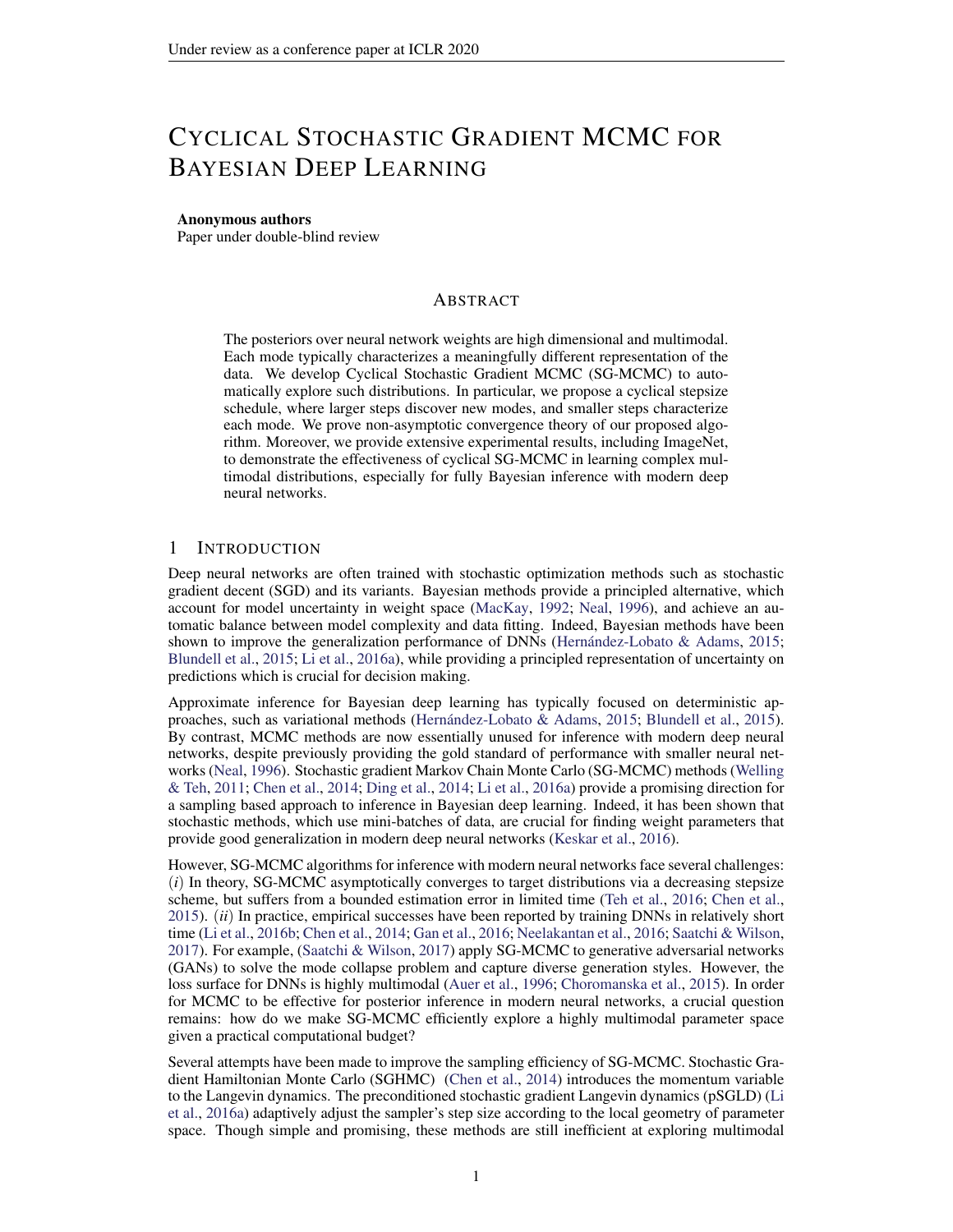# CYCLICAL STOCHASTIC GRADIENT MCMC FOR BAYESIAN DEEP LEARNING

**Anonymous authors**
Paper under double-blind review

## ABSTRACT

The posteriors over neural network weights are high dimensional and multimodal. Each mode typically characterizes a meaningfully different representation of the data. We develop Cyclical Stochastic Gradient MCMC (SG-MCMC) to automatically explore such distributions. In particular, we propose a cyclical stepsize schedule, where larger steps discover new modes, and smaller steps characterize each mode. We prove non-asymptotic convergence theory of our proposed algorithm. Moreover, we provide extensive experimental results, including ImageNet, to demonstrate the effectiveness of cyclical SG-MCMC in learning complex multimodal distributions, especially for fully Bayesian inference with modern deep neural networks.

## 1 INTRODUCTION

Deep neural networks are often trained with stochastic optimization methods such as stochastic gradient decent (SGD) and its variants. Bayesian methods provide a principled alternative, which account for model uncertainty in weight space (MacKay, 1992; Neal, 1996), and achieve an automatic balance between model complexity and data fitting. Indeed, Bayesian methods have been shown to improve the generalization performance of DNNs (Hernández-Lobato & Adams, 2015; Blundell et al., 2015; Li et al., 2016a), while providing a principled representation of uncertainty on predictions which is crucial for decision making.

Approximate inference for Bayesian deep learning has typically focused on deterministic approaches, such as variational methods (Hernández-Lobato & Adams, 2015; Blundell et al., 2015). By contrast, MCMC methods are now essentially unused for inference with modern deep neural networks, despite previously providing the gold standard of performance with smaller neural networks (Neal, 1996). Stochastic gradient Markov Chain Monte Carlo (SG-MCMC) methods (Welling & Teh, 2011; Chen et al., 2014; Ding et al., 2014; Li et al., 2016a) provide a promising direction for a sampling based approach to inference in Bayesian deep learning. Indeed, it has been shown that stochastic methods, which use mini-batches of data, are crucial for finding weight parameters that provide good generalization in modern deep neural networks (Keskar et al., 2016).

However, SG-MCMC algorithms for inference with modern neural networks face several challenges: (*i*) In theory, SG-MCMC asymptotically converges to target distributions via a decreasing stepsize scheme, but suffers from a bounded estimation error in limited time (Teh et al., 2016; Chen et al., 2015). (*ii*) In practice, empirical successes have been reported by training DNNs in relatively short time (Li et al., 2016b; Chen et al., 2014; Gan et al., 2016; Neelakantan et al., 2016; Saatchi & Wilson, 2017). For example, (Saatchi & Wilson, 2017) apply SG-MCMC to generative adversarial networks (GANs) to solve the mode collapse problem and capture diverse generation styles. However, the loss surface for DNNs is highly multimodal (Auer et al., 1996; Choromanska et al., 2015). In order for MCMC to be effective for posterior inference in modern neural networks, a crucial question remains: how do we make SG-MCMC efficiently explore a highly multimodal parameter space given a practical computational budget?

Several attempts have been made to improve the sampling efficiency of SG-MCMC. Stochastic Gradient Hamiltonian Monte Carlo (SGHMC) (Chen et al., 2014) introduces the momentum variable to the Langevin dynamics. The preconditioned stochastic gradient Langevin dynamics (pSGLD) (Li et al., 2016a) adaptively adjust the sampler's step size according to the local geometry of parameter space. Though simple and promising, these methods are still inefficient at exploring multimodal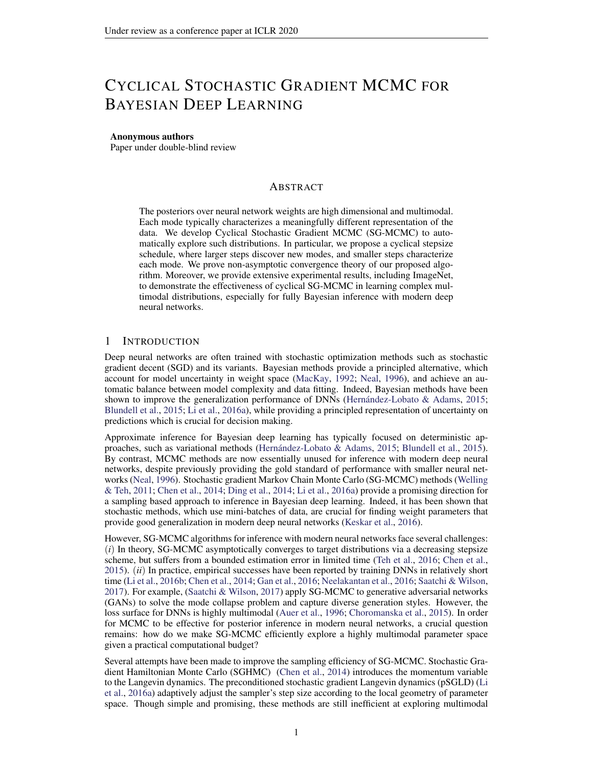# Cyclical Stochastic Gradient MCMC for Bayesian Deep Learning

**Anonymous authors**
Paper under double-blind review

## Abstract

The posteriors over neural network weights are high dimensional and multimodal. Each mode typically characterizes a meaningfully different representation of the data. We develop Cyclical Stochastic Gradient MCMC (SG-MCMC) to automatically explore such distributions. In particular, we propose a cyclical stepsize schedule, where larger steps discover new modes, and smaller steps characterize each mode. We prove non-asymptotic convergence theory of our proposed algorithm. Moreover, we provide extensive experimental results, including ImageNet, to demonstrate the effectiveness of cyclical SG-MCMC in learning complex multimodal distributions, especially for fully Bayesian inference with modern deep neural networks.

## 1 Introduction

Deep neural networks are often trained with stochastic optimization methods such as stochastic gradient decent (SGD) and its variants. Bayesian methods provide a principled alternative, which account for model uncertainty in weight space (MacKay, 1992; Neal, 1996), and achieve an automatic balance between model complexity and data fitting. Indeed, Bayesian methods have been shown to improve the generalization performance of DNNs (Hernández-Lobato & Adams, 2015; Blundell et al., 2015; Li et al., 2016a), while providing a principled representation of uncertainty on predictions which is crucial for decision making.

Approximate inference for Bayesian deep learning has typically focused on deterministic approaches, such as variational methods (Hernández-Lobato & Adams, 2015; Blundell et al., 2015). By contrast, MCMC methods are now essentially unused for inference with modern deep neural networks, despite previously providing the gold standard of performance with smaller neural networks (Neal, 1996). Stochastic gradient Markov Chain Monte Carlo (SG-MCMC) methods (Welling & Teh, 2011; Chen et al., 2014; Ding et al., 2014; Li et al., 2016a) provide a promising direction for a sampling based approach to inference in Bayesian deep learning. Indeed, it has been shown that stochastic methods, which use mini-batches of data, are crucial for finding weight parameters that provide good generalization in modern deep neural networks (Keskar et al., 2016).

However, SG-MCMC algorithms for inference with modern neural networks face several challenges: (*i*) In theory, SG-MCMC asymptotically converges to target distributions via a decreasing stepsize scheme, but suffers from a bounded estimation error in limited time (Teh et al., 2016; Chen et al., 2015). (*ii*) In practice, empirical successes have been reported by training DNNs in relatively short time (Li et al., 2016b; Chen et al., 2014; Gan et al., 2016; Neelakantan et al., 2016; Saatchi & Wilson, 2017). For example, (Saatchi & Wilson, 2017) apply SG-MCMC to generative adversarial networks (GANs) to solve the mode collapse problem and capture diverse generation styles. However, the loss surface for DNNs is highly multimodal (Auer et al., 1996; Choromanska et al., 2015). In order for MCMC to be effective for posterior inference in modern neural networks, a crucial question remains: how do we make SG-MCMC efficiently explore a highly multimodal parameter space given a practical computational budget?

Several attempts have been made to improve the sampling efficiency of SG-MCMC. Stochastic Gradient Hamiltonian Monte Carlo (SGHMC) (Chen et al., 2014) introduces the momentum variable to the Langevin dynamics. The preconditioned stochastic gradient Langevin dynamics (pSGLD) (Li et al., 2016a) adaptively adjust the sampler's step size according to the local geometry of parameter space. Though simple and promising, these methods are still inefficient at exploring multimodal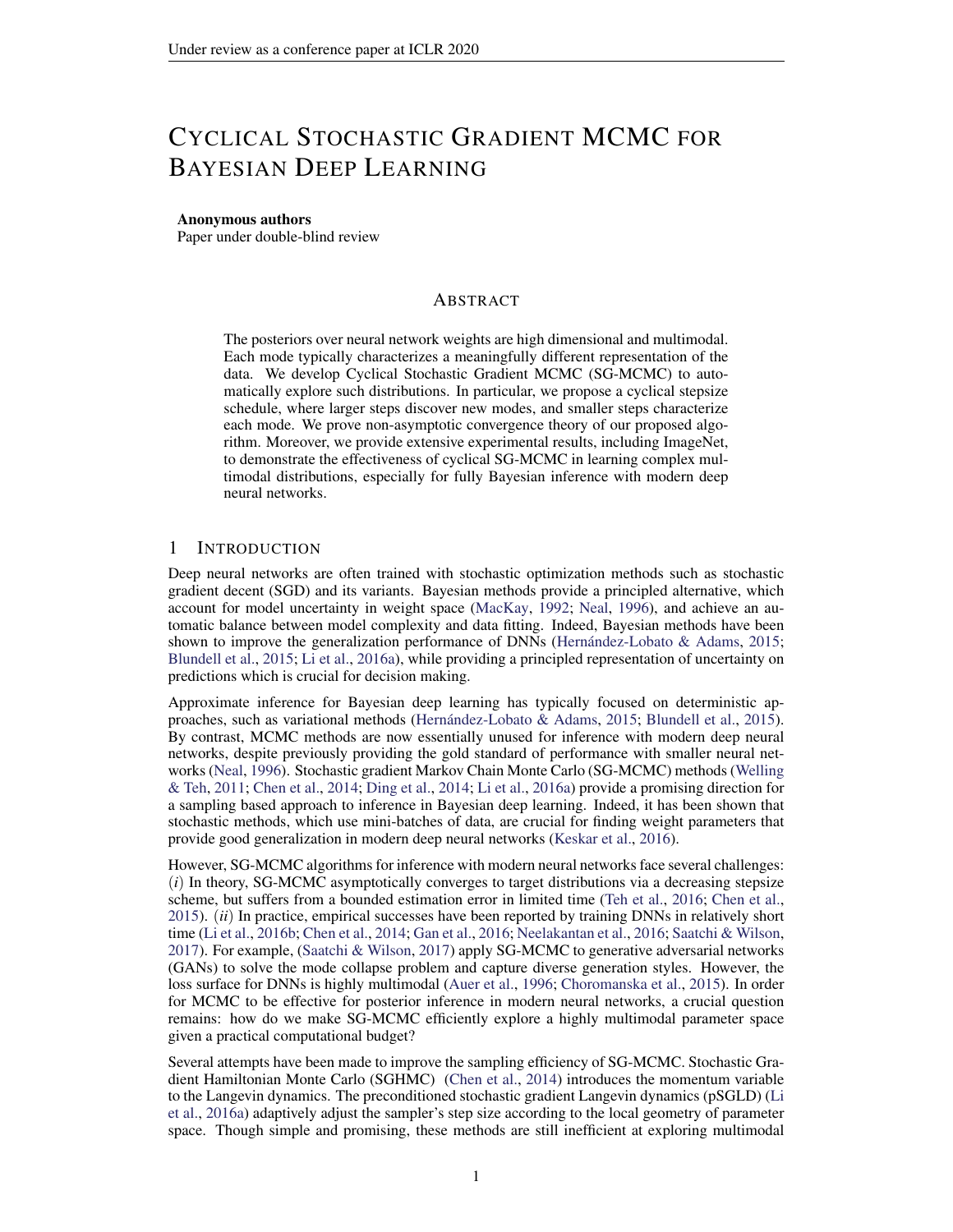# Cyclical Stochastic Gradient MCMC for Bayesian Deep Learning

**Anonymous authors**
Paper under double-blind review

## Abstract

The posteriors over neural network weights are high dimensional and multimodal. Each mode typically characterizes a meaningfully different representation of the data. We develop Cyclical Stochastic Gradient MCMC (SG-MCMC) to automatically explore such distributions. In particular, we propose a cyclical stepsize schedule, where larger steps discover new modes, and smaller steps characterize each mode. We prove non-asymptotic convergence theory of our proposed algorithm. Moreover, we provide extensive experimental results, including ImageNet, to demonstrate the effectiveness of cyclical SG-MCMC in learning complex multimodal distributions, especially for fully Bayesian inference with modern deep neural networks.

## 1 Introduction

Deep neural networks are often trained with stochastic optimization methods such as stochastic gradient decent (SGD) and its variants. Bayesian methods provide a principled alternative, which account for model uncertainty in weight space (MacKay, 1992; Neal, 1996), and achieve an automatic balance between model complexity and data fitting. Indeed, Bayesian methods have been shown to improve the generalization performance of DNNs (Hernández-Lobato & Adams, 2015; Blundell et al., 2015; Li et al., 2016a), while providing a principled representation of uncertainty on predictions which is crucial for decision making.

Approximate inference for Bayesian deep learning has typically focused on deterministic approaches, such as variational methods (Hernández-Lobato & Adams, 2015; Blundell et al., 2015). By contrast, MCMC methods are now essentially unused for inference with modern deep neural networks, despite previously providing the gold standard of performance with smaller neural networks (Neal, 1996). Stochastic gradient Markov Chain Monte Carlo (SG-MCMC) methods (Welling & Teh, 2011; Chen et al., 2014; Ding et al., 2014; Li et al., 2016a) provide a promising direction for a sampling based approach to inference in Bayesian deep learning. Indeed, it has been shown that stochastic methods, which use mini-batches of data, are crucial for finding weight parameters that provide good generalization in modern deep neural networks (Keskar et al., 2016).

However, SG-MCMC algorithms for inference with modern neural networks face several challenges: (*i*) In theory, SG-MCMC asymptotically converges to target distributions via a decreasing stepsize scheme, but suffers from a bounded estimation error in limited time (Teh et al., 2016; Chen et al., 2015). (*ii*) In practice, empirical successes have been reported by training DNNs in relatively short time (Li et al., 2016b; Chen et al., 2014; Gan et al., 2016; Neelakantan et al., 2016; Saatchi & Wilson, 2017). For example, (Saatchi & Wilson, 2017) apply SG-MCMC to generative adversarial networks (GANs) to solve the mode collapse problem and capture diverse generation styles. However, the loss surface for DNNs is highly multimodal (Auer et al., 1996; Choromanska et al., 2015). In order for MCMC to be effective for posterior inference in modern neural networks, a crucial question remains: how do we make SG-MCMC efficiently explore a highly multimodal parameter space given a practical computational budget?

Several attempts have been made to improve the sampling efficiency of SG-MCMC. Stochastic Gradient Hamiltonian Monte Carlo (SGHMC) (Chen et al., 2014) introduces the momentum variable to the Langevin dynamics. The preconditioned stochastic gradient Langevin dynamics (pSGLD) (Li et al., 2016a) adaptively adjust the sampler's step size according to the local geometry of parameter space. Though simple and promising, these methods are still inefficient at exploring multimodal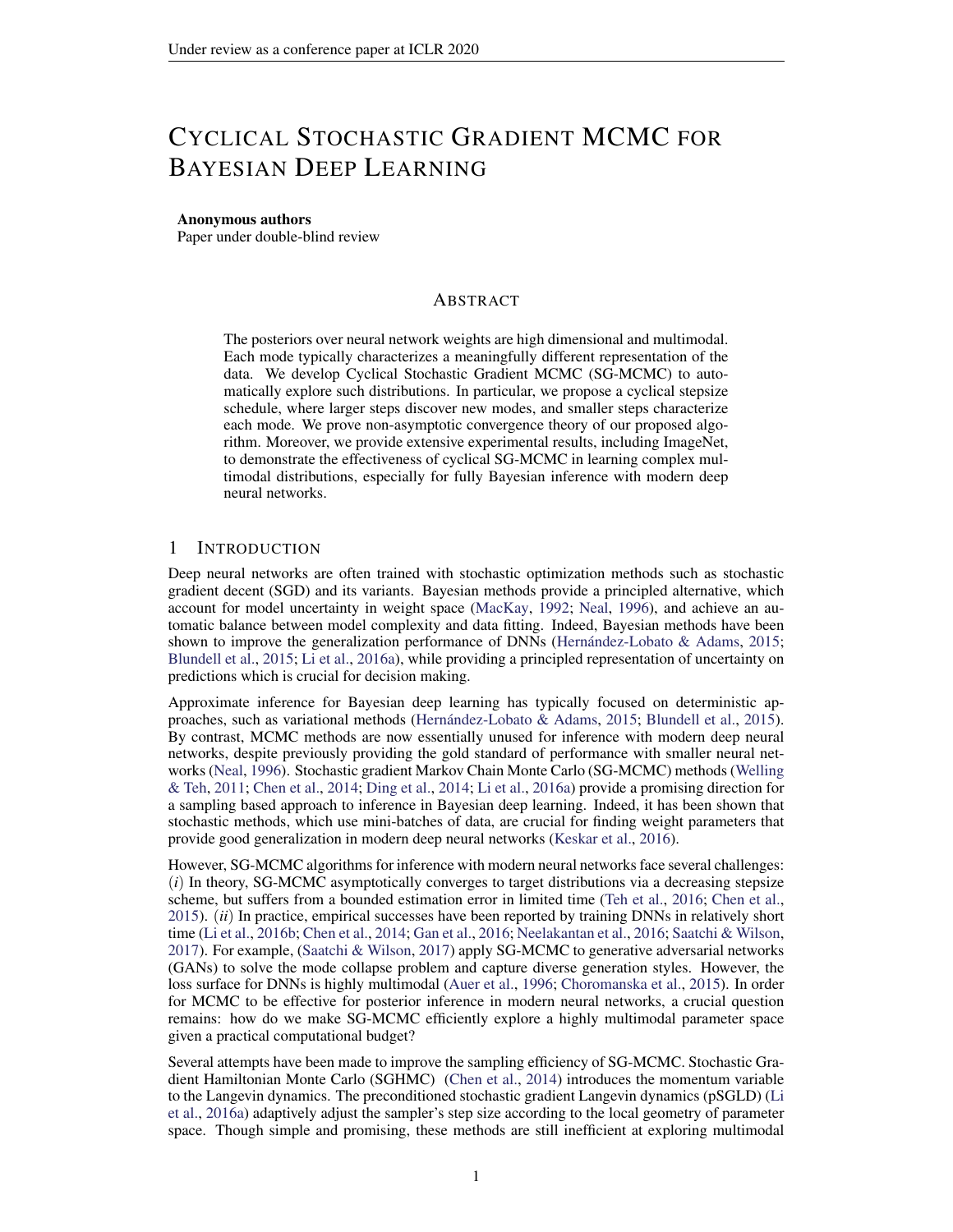# Cyclical Stochastic Gradient MCMC for Bayesian Deep Learning

**Anonymous authors**
Paper under double-blind review

## Abstract

The posteriors over neural network weights are high dimensional and multimodal. Each mode typically characterizes a meaningfully different representation of the data. We develop Cyclical Stochastic Gradient MCMC (SG-MCMC) to automatically explore such distributions. In particular, we propose a cyclical stepsize schedule, where larger steps discover new modes, and smaller steps characterize each mode. We prove non-asymptotic convergence theory of our proposed algorithm. Moreover, we provide extensive experimental results, including ImageNet, to demonstrate the effectiveness of cyclical SG-MCMC in learning complex multimodal distributions, especially for fully Bayesian inference with modern deep neural networks.

## 1 Introduction

Deep neural networks are often trained with stochastic optimization methods such as stochastic gradient decent (SGD) and its variants. Bayesian methods provide a principled alternative, which account for model uncertainty in weight space (MacKay, 1992; Neal, 1996), and achieve an automatic balance between model complexity and data fitting. Indeed, Bayesian methods have been shown to improve the generalization performance of DNNs (Hernández-Lobato & Adams, 2015; Blundell et al., 2015; Li et al., 2016a), while providing a principled representation of uncertainty on predictions which is crucial for decision making.

Approximate inference for Bayesian deep learning has typically focused on deterministic approaches, such as variational methods (Hernández-Lobato & Adams, 2015; Blundell et al., 2015). By contrast, MCMC methods are now essentially unused for inference with modern deep neural networks, despite previously providing the gold standard of performance with smaller neural networks (Neal, 1996). Stochastic gradient Markov Chain Monte Carlo (SG-MCMC) methods (Welling & Teh, 2011; Chen et al., 2014; Ding et al., 2014; Li et al., 2016a) provide a promising direction for a sampling based approach to inference in Bayesian deep learning. Indeed, it has been shown that stochastic methods, which use mini-batches of data, are crucial for finding weight parameters that provide good generalization in modern deep neural networks (Keskar et al., 2016).

However, SG-MCMC algorithms for inference with modern neural networks face several challenges: (*i*) In theory, SG-MCMC asymptotically converges to target distributions via a decreasing stepsize scheme, but suffers from a bounded estimation error in limited time (Teh et al., 2016; Chen et al., 2015). (*ii*) In practice, empirical successes have been reported by training DNNs in relatively short time (Li et al., 2016b; Chen et al., 2014; Gan et al., 2016; Neelakantan et al., 2016; Saatchi & Wilson, 2017). For example, (Saatchi & Wilson, 2017) apply SG-MCMC to generative adversarial networks (GANs) to solve the mode collapse problem and capture diverse generation styles. However, the loss surface for DNNs is highly multimodal (Auer et al., 1996; Choromanska et al., 2015). In order for MCMC to be effective for posterior inference in modern neural networks, a crucial question remains: how do we make SG-MCMC efficiently explore a highly multimodal parameter space given a practical computational budget?

Several attempts have been made to improve the sampling efficiency of SG-MCMC. Stochastic Gradient Hamiltonian Monte Carlo (SGHMC) (Chen et al., 2014) introduces the momentum variable to the Langevin dynamics. The preconditioned stochastic gradient Langevin dynamics (pSGLD) (Li et al., 2016a) adaptively adjust the sampler's step size according to the local geometry of parameter space. Though simple and promising, these methods are still inefficient at exploring multimodal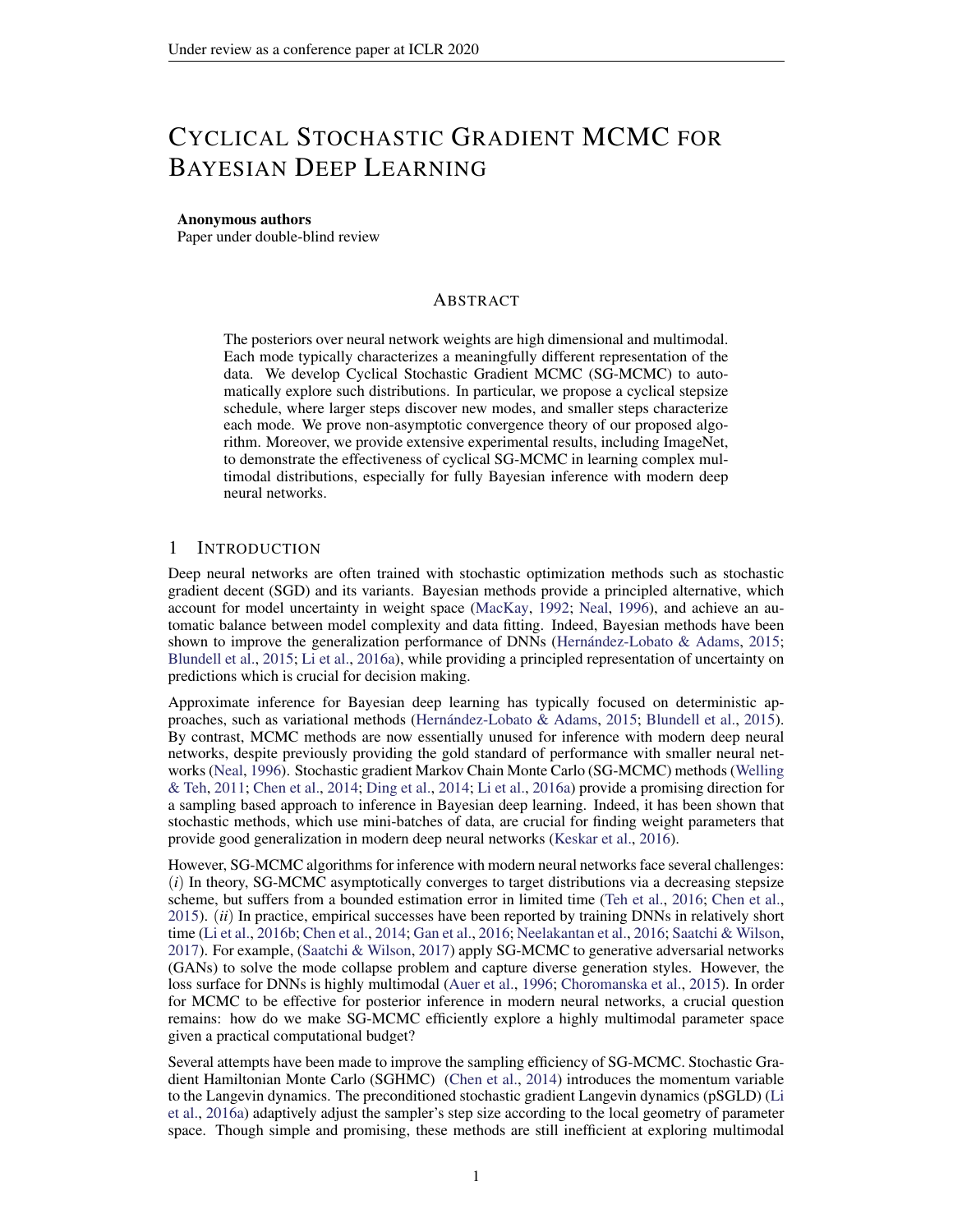# CYCLICAL STOCHASTIC GRADIENT MCMC FOR BAYESIAN DEEP LEARNING

**Anonymous authors**
Paper under double-blind review

## ABSTRACT

The posteriors over neural network weights are high dimensional and multimodal. Each mode typically characterizes a meaningfully different representation of the data. We develop Cyclical Stochastic Gradient MCMC (SG-MCMC) to automatically explore such distributions. In particular, we propose a cyclical stepsize schedule, where larger steps discover new modes, and smaller steps characterize each mode. We prove non-asymptotic convergence theory of our proposed algorithm. Moreover, we provide extensive experimental results, including ImageNet, to demonstrate the effectiveness of cyclical SG-MCMC in learning complex multimodal distributions, especially for fully Bayesian inference with modern deep neural networks.

## 1 INTRODUCTION

Deep neural networks are often trained with stochastic optimization methods such as stochastic gradient decent (SGD) and its variants. Bayesian methods provide a principled alternative, which account for model uncertainty in weight space (MacKay, 1992; Neal, 1996), and achieve an automatic balance between model complexity and data fitting. Indeed, Bayesian methods have been shown to improve the generalization performance of DNNs (Hernández-Lobato & Adams, 2015; Blundell et al., 2015; Li et al., 2016a), while providing a principled representation of uncertainty on predictions which is crucial for decision making.

Approximate inference for Bayesian deep learning has typically focused on deterministic approaches, such as variational methods (Hernández-Lobato & Adams, 2015; Blundell et al., 2015). By contrast, MCMC methods are now essentially unused for inference with modern deep neural networks, despite previously providing the gold standard of performance with smaller neural networks (Neal, 1996). Stochastic gradient Markov Chain Monte Carlo (SG-MCMC) methods (Welling & Teh, 2011; Chen et al., 2014; Ding et al., 2014; Li et al., 2016a) provide a promising direction for a sampling based approach to inference in Bayesian deep learning. Indeed, it has been shown that stochastic methods, which use mini-batches of data, are crucial for finding weight parameters that provide good generalization in modern deep neural networks (Keskar et al., 2016).

However, SG-MCMC algorithms for inference with modern neural networks face several challenges: (*i*) In theory, SG-MCMC asymptotically converges to target distributions via a decreasing stepsize scheme, but suffers from a bounded estimation error in limited time (Teh et al., 2016; Chen et al., 2015). (*ii*) In practice, empirical successes have been reported by training DNNs in relatively short time (Li et al., 2016b; Chen et al., 2014; Gan et al., 2016; Neelakantan et al., 2016; Saatchi & Wilson, 2017). For example, (Saatchi & Wilson, 2017) apply SG-MCMC to generative adversarial networks (GANs) to solve the mode collapse problem and capture diverse generation styles. However, the loss surface for DNNs is highly multimodal (Auer et al., 1996; Choromanska et al., 2015). In order for MCMC to be effective for posterior inference in modern neural networks, a crucial question remains: how do we make SG-MCMC efficiently explore a highly multimodal parameter space given a practical computational budget?

Several attempts have been made to improve the sampling efficiency of SG-MCMC. Stochastic Gradient Hamiltonian Monte Carlo (SGHMC) (Chen et al., 2014) introduces the momentum variable to the Langevin dynamics. The preconditioned stochastic gradient Langevin dynamics (pSGLD) (Li et al., 2016a) adaptively adjust the sampler's step size according to the local geometry of parameter space. Though simple and promising, these methods are still inefficient at exploring multimodal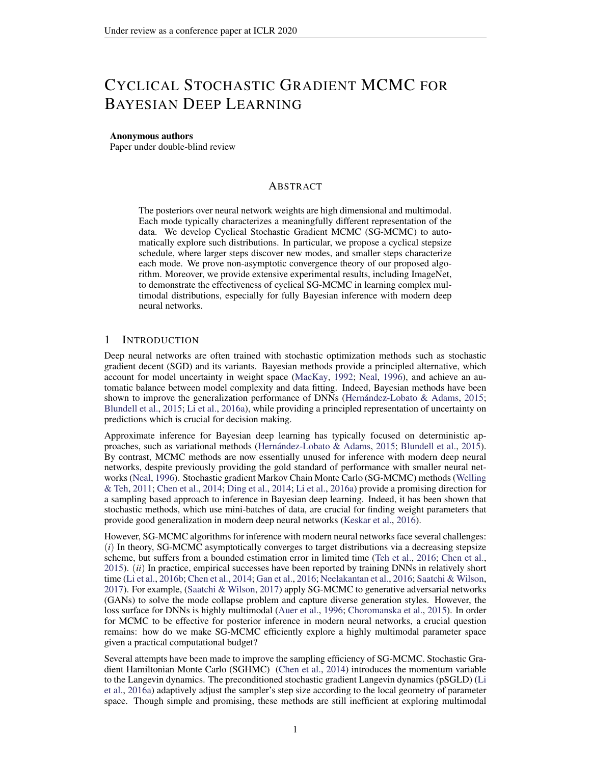# Cyclical Stochastic Gradient MCMC for Bayesian Deep Learning

**Anonymous authors**
Paper under double-blind review

## Abstract

The posteriors over neural network weights are high dimensional and multimodal. Each mode typically characterizes a meaningfully different representation of the data. We develop Cyclical Stochastic Gradient MCMC (SG-MCMC) to automatically explore such distributions. In particular, we propose a cyclical stepsize schedule, where larger steps discover new modes, and smaller steps characterize each mode. We prove non-asymptotic convergence theory of our proposed algorithm. Moreover, we provide extensive experimental results, including ImageNet, to demonstrate the effectiveness of cyclical SG-MCMC in learning complex multimodal distributions, especially for fully Bayesian inference with modern deep neural networks.

## 1 Introduction

Deep neural networks are often trained with stochastic optimization methods such as stochastic gradient decent (SGD) and its variants. Bayesian methods provide a principled alternative, which account for model uncertainty in weight space (MacKay, 1992; Neal, 1996), and achieve an automatic balance between model complexity and data fitting. Indeed, Bayesian methods have been shown to improve the generalization performance of DNNs (Hernández-Lobato & Adams, 2015; Blundell et al., 2015; Li et al., 2016a), while providing a principled representation of uncertainty on predictions which is crucial for decision making.

Approximate inference for Bayesian deep learning has typically focused on deterministic approaches, such as variational methods (Hernández-Lobato & Adams, 2015; Blundell et al., 2015). By contrast, MCMC methods are now essentially unused for inference with modern deep neural networks, despite previously providing the gold standard of performance with smaller neural networks (Neal, 1996). Stochastic gradient Markov Chain Monte Carlo (SG-MCMC) methods (Welling & Teh, 2011; Chen et al., 2014; Ding et al., 2014; Li et al., 2016a) provide a promising direction for a sampling based approach to inference in Bayesian deep learning. Indeed, it has been shown that stochastic methods, which use mini-batches of data, are crucial for finding weight parameters that provide good generalization in modern deep neural networks (Keskar et al., 2016).

However, SG-MCMC algorithms for inference with modern neural networks face several challenges: (*i*) In theory, SG-MCMC asymptotically converges to target distributions via a decreasing stepsize scheme, but suffers from a bounded estimation error in limited time (Teh et al., 2016; Chen et al., 2015). (*ii*) In practice, empirical successes have been reported by training DNNs in relatively short time (Li et al., 2016b; Chen et al., 2014; Gan et al., 2016; Neelakantan et al., 2016; Saatchi & Wilson, 2017). For example, (Saatchi & Wilson, 2017) apply SG-MCMC to generative adversarial networks (GANs) to solve the mode collapse problem and capture diverse generation styles. However, the loss surface for DNNs is highly multimodal (Auer et al., 1996; Choromanska et al., 2015). In order for MCMC to be effective for posterior inference in modern neural networks, a crucial question remains: how do we make SG-MCMC efficiently explore a highly multimodal parameter space given a practical computational budget?

Several attempts have been made to improve the sampling efficiency of SG-MCMC. Stochastic Gradient Hamiltonian Monte Carlo (SGHMC) (Chen et al., 2014) introduces the momentum variable to the Langevin dynamics. The preconditioned stochastic gradient Langevin dynamics (pSGLD) (Li et al., 2016a) adaptively adjust the sampler's step size according to the local geometry of parameter space. Though simple and promising, these methods are still inefficient at exploring multimodal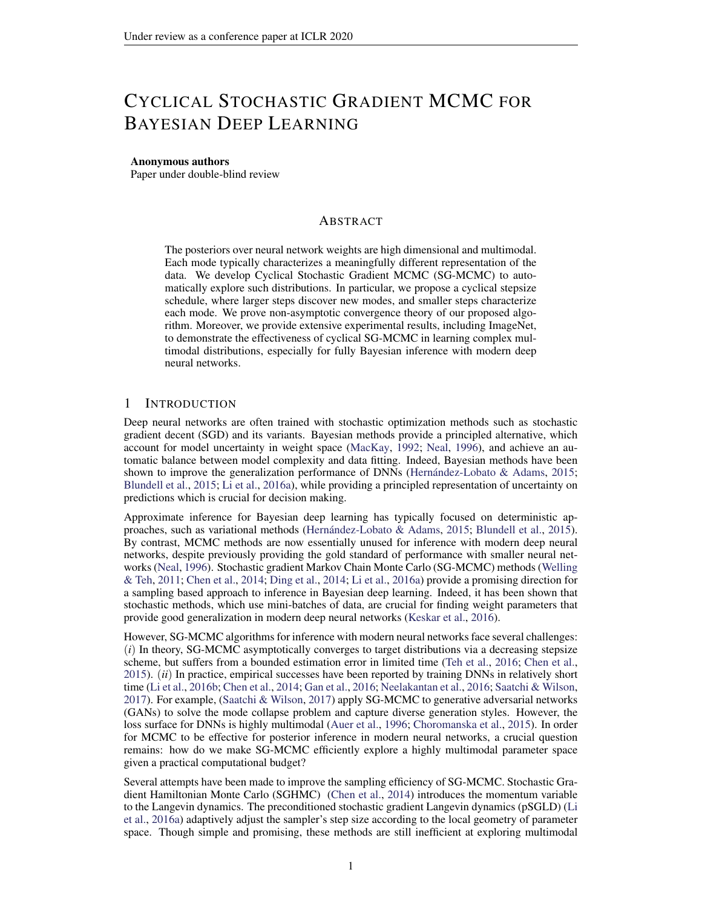# Cyclical Stochastic Gradient MCMC for Bayesian Deep Learning

**Anonymous authors**
Paper under double-blind review

## Abstract

The posteriors over neural network weights are high dimensional and multimodal. Each mode typically characterizes a meaningfully different representation of the data. We develop Cyclical Stochastic Gradient MCMC (SG-MCMC) to automatically explore such distributions. In particular, we propose a cyclical stepsize schedule, where larger steps discover new modes, and smaller steps characterize each mode. We prove non-asymptotic convergence theory of our proposed algorithm. Moreover, we provide extensive experimental results, including ImageNet, to demonstrate the effectiveness of cyclical SG-MCMC in learning complex multimodal distributions, especially for fully Bayesian inference with modern deep neural networks.

## 1 Introduction

Deep neural networks are often trained with stochastic optimization methods such as stochastic gradient decent (SGD) and its variants. Bayesian methods provide a principled alternative, which account for model uncertainty in weight space (MacKay, 1992; Neal, 1996), and achieve an automatic balance between model complexity and data fitting. Indeed, Bayesian methods have been shown to improve the generalization performance of DNNs (Hernández-Lobato & Adams, 2015; Blundell et al., 2015; Li et al., 2016a), while providing a principled representation of uncertainty on predictions which is crucial for decision making.

Approximate inference for Bayesian deep learning has typically focused on deterministic approaches, such as variational methods (Hernández-Lobato & Adams, 2015; Blundell et al., 2015). By contrast, MCMC methods are now essentially unused for inference with modern deep neural networks, despite previously providing the gold standard of performance with smaller neural networks (Neal, 1996). Stochastic gradient Markov Chain Monte Carlo (SG-MCMC) methods (Welling & Teh, 2011; Chen et al., 2014; Ding et al., 2014; Li et al., 2016a) provide a promising direction for a sampling based approach to inference in Bayesian deep learning. Indeed, it has been shown that stochastic methods, which use mini-batches of data, are crucial for finding weight parameters that provide good generalization in modern deep neural networks (Keskar et al., 2016).

However, SG-MCMC algorithms for inference with modern neural networks face several challenges: (*i*) In theory, SG-MCMC asymptotically converges to target distributions via a decreasing stepsize scheme, but suffers from a bounded estimation error in limited time (Teh et al., 2016; Chen et al., 2015). (*ii*) In practice, empirical successes have been reported by training DNNs in relatively short time (Li et al., 2016b; Chen et al., 2014; Gan et al., 2016; Neelakantan et al., 2016; Saatchi & Wilson, 2017). For example, (Saatchi & Wilson, 2017) apply SG-MCMC to generative adversarial networks (GANs) to solve the mode collapse problem and capture diverse generation styles. However, the loss surface for DNNs is highly multimodal (Auer et al., 1996; Choromanska et al., 2015). In order for MCMC to be effective for posterior inference in modern neural networks, a crucial question remains: how do we make SG-MCMC efficiently explore a highly multimodal parameter space given a practical computational budget?

Several attempts have been made to improve the sampling efficiency of SG-MCMC. Stochastic Gradient Hamiltonian Monte Carlo (SGHMC) (Chen et al., 2014) introduces the momentum variable to the Langevin dynamics. The preconditioned stochastic gradient Langevin dynamics (pSGLD) (Li et al., 2016a) adaptively adjust the sampler's step size according to the local geometry of parameter space. Though simple and promising, these methods are still inefficient at exploring multimodal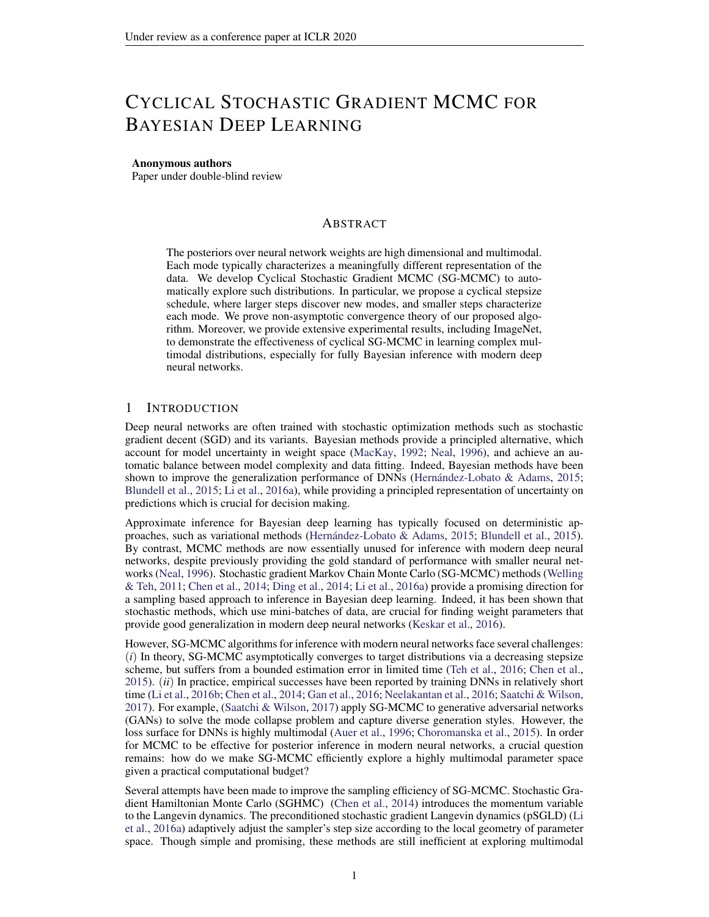# Cyclical Stochastic Gradient MCMC for Bayesian Deep Learning

**Anonymous authors**
Paper under double-blind review

## Abstract

The posteriors over neural network weights are high dimensional and multimodal. Each mode typically characterizes a meaningfully different representation of the data. We develop Cyclical Stochastic Gradient MCMC (SG-MCMC) to automatically explore such distributions. In particular, we propose a cyclical stepsize schedule, where larger steps discover new modes, and smaller steps characterize each mode. We prove non-asymptotic convergence theory of our proposed algorithm. Moreover, we provide extensive experimental results, including ImageNet, to demonstrate the effectiveness of cyclical SG-MCMC in learning complex multimodal distributions, especially for fully Bayesian inference with modern deep neural networks.

## 1 Introduction

Deep neural networks are often trained with stochastic optimization methods such as stochastic gradient decent (SGD) and its variants. Bayesian methods provide a principled alternative, which account for model uncertainty in weight space (MacKay, 1992; Neal, 1996), and achieve an automatic balance between model complexity and data fitting. Indeed, Bayesian methods have been shown to improve the generalization performance of DNNs (Hernández-Lobato & Adams, 2015; Blundell et al., 2015; Li et al., 2016a), while providing a principled representation of uncertainty on predictions which is crucial for decision making.

Approximate inference for Bayesian deep learning has typically focused on deterministic approaches, such as variational methods (Hernández-Lobato & Adams, 2015; Blundell et al., 2015). By contrast, MCMC methods are now essentially unused for inference with modern deep neural networks, despite previously providing the gold standard of performance with smaller neural networks (Neal, 1996). Stochastic gradient Markov Chain Monte Carlo (SG-MCMC) methods (Welling & Teh, 2011; Chen et al., 2014; Ding et al., 2014; Li et al., 2016a) provide a promising direction for a sampling based approach to inference in Bayesian deep learning. Indeed, it has been shown that stochastic methods, which use mini-batches of data, are crucial for finding weight parameters that provide good generalization in modern deep neural networks (Keskar et al., 2016).

However, SG-MCMC algorithms for inference with modern neural networks face several challenges: (*i*) In theory, SG-MCMC asymptotically converges to target distributions via a decreasing stepsize scheme, but suffers from a bounded estimation error in limited time (Teh et al., 2016; Chen et al., 2015). (*ii*) In practice, empirical successes have been reported by training DNNs in relatively short time (Li et al., 2016b; Chen et al., 2014; Gan et al., 2016; Neelakantan et al., 2016; Saatchi & Wilson, 2017). For example, (Saatchi & Wilson, 2017) apply SG-MCMC to generative adversarial networks (GANs) to solve the mode collapse problem and capture diverse generation styles. However, the loss surface for DNNs is highly multimodal (Auer et al., 1996; Choromanska et al., 2015). In order for MCMC to be effective for posterior inference in modern neural networks, a crucial question remains: how do we make SG-MCMC efficiently explore a highly multimodal parameter space given a practical computational budget?

Several attempts have been made to improve the sampling efficiency of SG-MCMC. Stochastic Gradient Hamiltonian Monte Carlo (SGHMC) (Chen et al., 2014) introduces the momentum variable to the Langevin dynamics. The preconditioned stochastic gradient Langevin dynamics (pSGLD) (Li et al., 2016a) adaptively adjust the sampler's step size according to the local geometry of parameter space. Though simple and promising, these methods are still inefficient at exploring multimodal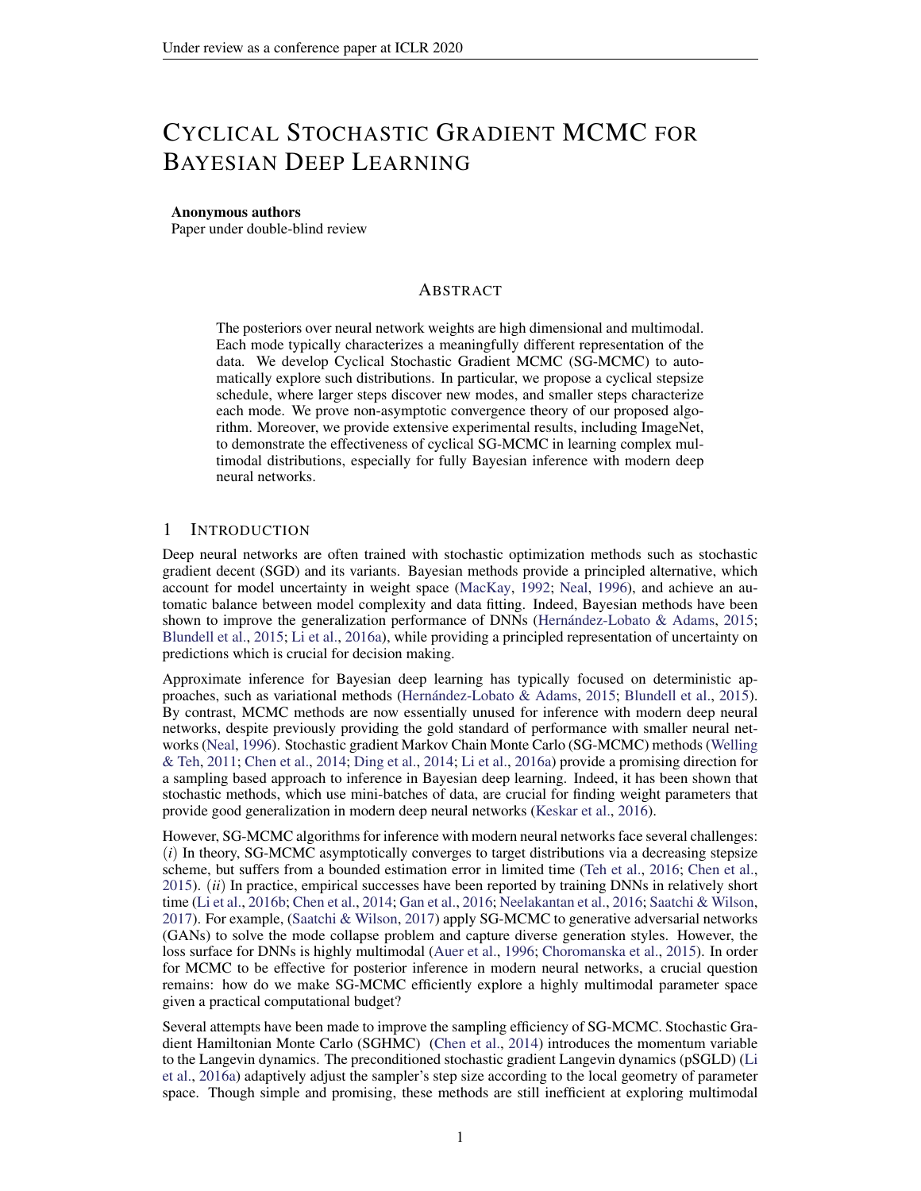# CYCLICAL STOCHASTIC GRADIENT MCMC FOR BAYESIAN DEEP LEARNING

**Anonymous authors**
Paper under double-blind review

## ABSTRACT

The posteriors over neural network weights are high dimensional and multimodal. Each mode typically characterizes a meaningfully different representation of the data. We develop Cyclical Stochastic Gradient MCMC (SG-MCMC) to automatically explore such distributions. In particular, we propose a cyclical stepsize schedule, where larger steps discover new modes, and smaller steps characterize each mode. We prove non-asymptotic convergence theory of our proposed algorithm. Moreover, we provide extensive experimental results, including ImageNet, to demonstrate the effectiveness of cyclical SG-MCMC in learning complex multimodal distributions, especially for fully Bayesian inference with modern deep neural networks.

## 1 INTRODUCTION

Deep neural networks are often trained with stochastic optimization methods such as stochastic gradient decent (SGD) and its variants. Bayesian methods provide a principled alternative, which account for model uncertainty in weight space (MacKay, 1992; Neal, 1996), and achieve an automatic balance between model complexity and data fitting. Indeed, Bayesian methods have been shown to improve the generalization performance of DNNs (Hernández-Lobato & Adams, 2015; Blundell et al., 2015; Li et al., 2016a), while providing a principled representation of uncertainty on predictions which is crucial for decision making.

Approximate inference for Bayesian deep learning has typically focused on deterministic approaches, such as variational methods (Hernández-Lobato & Adams, 2015; Blundell et al., 2015). By contrast, MCMC methods are now essentially unused for inference with modern deep neural networks, despite previously providing the gold standard of performance with smaller neural networks (Neal, 1996). Stochastic gradient Markov Chain Monte Carlo (SG-MCMC) methods (Welling & Teh, 2011; Chen et al., 2014; Ding et al., 2014; Li et al., 2016a) provide a promising direction for a sampling based approach to inference in Bayesian deep learning. Indeed, it has been shown that stochastic methods, which use mini-batches of data, are crucial for finding weight parameters that provide good generalization in modern deep neural networks (Keskar et al., 2016).

However, SG-MCMC algorithms for inference with modern neural networks face several challenges: (*i*) In theory, SG-MCMC asymptotically converges to target distributions via a decreasing stepsize scheme, but suffers from a bounded estimation error in limited time (Teh et al., 2016; Chen et al., 2015). (*ii*) In practice, empirical successes have been reported by training DNNs in relatively short time (Li et al., 2016b; Chen et al., 2014; Gan et al., 2016; Neelakantan et al., 2016; Saatchi & Wilson, 2017). For example, (Saatchi & Wilson, 2017) apply SG-MCMC to generative adversarial networks (GANs) to solve the mode collapse problem and capture diverse generation styles. However, the loss surface for DNNs is highly multimodal (Auer et al., 1996; Choromanska et al., 2015). In order for MCMC to be effective for posterior inference in modern neural networks, a crucial question remains: how do we make SG-MCMC efficiently explore a highly multimodal parameter space given a practical computational budget?

Several attempts have been made to improve the sampling efficiency of SG-MCMC. Stochastic Gradient Hamiltonian Monte Carlo (SGHMC) (Chen et al., 2014) introduces the momentum variable to the Langevin dynamics. The preconditioned stochastic gradient Langevin dynamics (pSGLD) (Li et al., 2016a) adaptively adjust the sampler's step size according to the local geometry of parameter space. Though simple and promising, these methods are still inefficient at exploring multimodal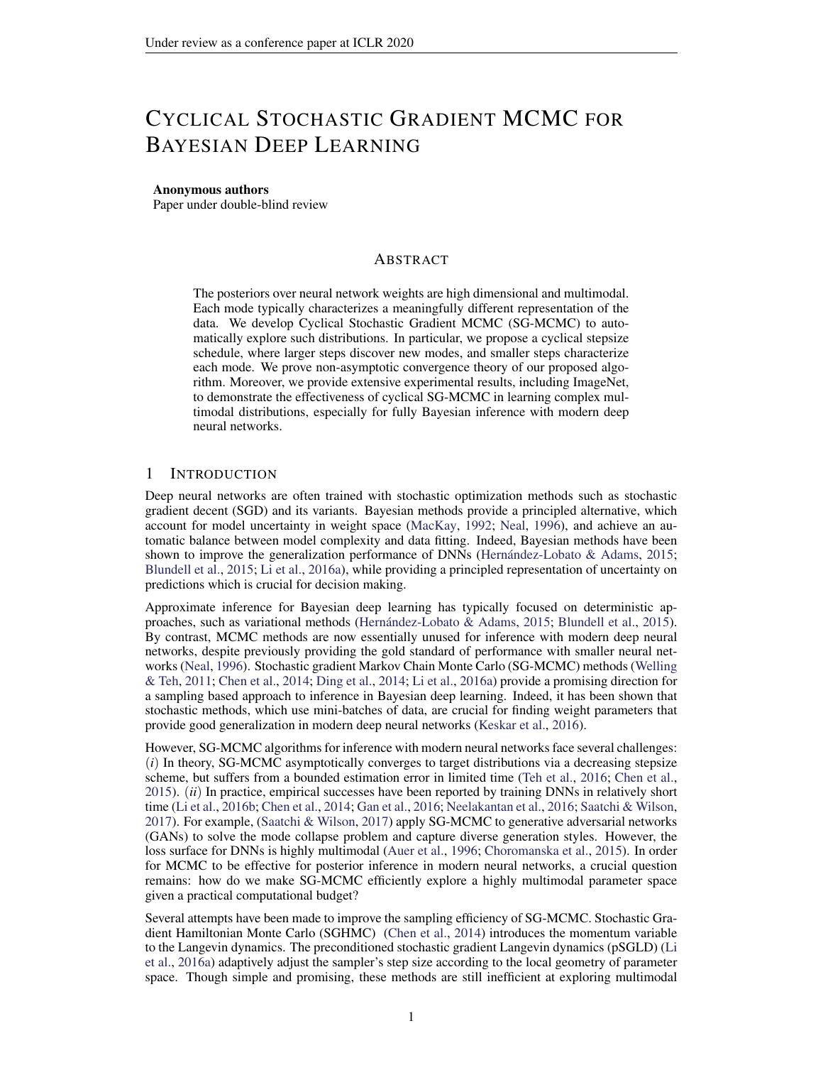# CYCLICAL STOCHASTIC GRADIENT MCMC FOR BAYESIAN DEEP LEARNING

**Anonymous authors**
Paper under double-blind review

## ABSTRACT

The posteriors over neural network weights are high dimensional and multimodal. Each mode typically characterizes a meaningfully different representation of the data. We develop Cyclical Stochastic Gradient MCMC (SG-MCMC) to automatically explore such distributions. In particular, we propose a cyclical stepsize schedule, where larger steps discover new modes, and smaller steps characterize each mode. We prove non-asymptotic convergence theory of our proposed algorithm. Moreover, we provide extensive experimental results, including ImageNet, to demonstrate the effectiveness of cyclical SG-MCMC in learning complex multimodal distributions, especially for fully Bayesian inference with modern deep neural networks.

## 1 INTRODUCTION

Deep neural networks are often trained with stochastic optimization methods such as stochastic gradient decent (SGD) and its variants. Bayesian methods provide a principled alternative, which account for model uncertainty in weight space (MacKay, 1992; Neal, 1996), and achieve an automatic balance between model complexity and data fitting. Indeed, Bayesian methods have been shown to improve the generalization performance of DNNs (Hernández-Lobato & Adams, 2015; Blundell et al., 2015; Li et al., 2016a), while providing a principled representation of uncertainty on predictions which is crucial for decision making.

Approximate inference for Bayesian deep learning has typically focused on deterministic approaches, such as variational methods (Hernández-Lobato & Adams, 2015; Blundell et al., 2015). By contrast, MCMC methods are now essentially unused for inference with modern deep neural networks, despite previously providing the gold standard of performance with smaller neural networks (Neal, 1996). Stochastic gradient Markov Chain Monte Carlo (SG-MCMC) methods (Welling & Teh, 2011; Chen et al., 2014; Ding et al., 2014; Li et al., 2016a) provide a promising direction for a sampling based approach to inference in Bayesian deep learning. Indeed, it has been shown that stochastic methods, which use mini-batches of data, are crucial for finding weight parameters that provide good generalization in modern deep neural networks (Keskar et al., 2016).

However, SG-MCMC algorithms for inference with modern neural networks face several challenges: (*i*) In theory, SG-MCMC asymptotically converges to target distributions via a decreasing stepsize scheme, but suffers from a bounded estimation error in limited time (Teh et al., 2016; Chen et al., 2015). (*ii*) In practice, empirical successes have been reported by training DNNs in relatively short time (Li et al., 2016b; Chen et al., 2014; Gan et al., 2016; Neelakantan et al., 2016; Saatchi & Wilson, 2017). For example, (Saatchi & Wilson, 2017) apply SG-MCMC to generative adversarial networks (GANs) to solve the mode collapse problem and capture diverse generation styles. However, the loss surface for DNNs is highly multimodal (Auer et al., 1996; Choromanska et al., 2015). In order for MCMC to be effective for posterior inference in modern neural networks, a crucial question remains: how do we make SG-MCMC efficiently explore a highly multimodal parameter space given a practical computational budget?

Several attempts have been made to improve the sampling efficiency of SG-MCMC. Stochastic Gradient Hamiltonian Monte Carlo (SGHMC) (Chen et al., 2014) introduces the momentum variable to the Langevin dynamics. The preconditioned stochastic gradient Langevin dynamics (pSGLD) (Li et al., 2016a) adaptively adjust the sampler's step size according to the local geometry of parameter space. Though simple and promising, these methods are still inefficient at exploring multimodal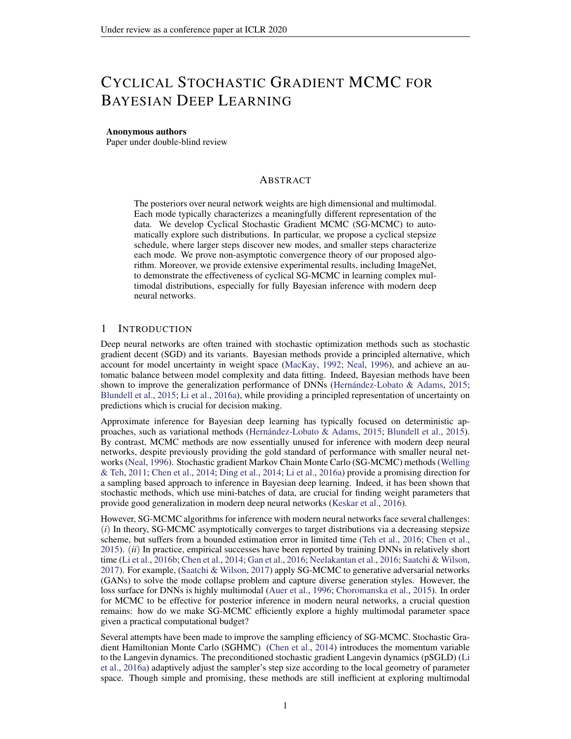# CYCLICAL STOCHASTIC GRADIENT MCMC FOR BAYESIAN DEEP LEARNING

**Anonymous authors**
Paper under double-blind review

## ABSTRACT

The posteriors over neural network weights are high dimensional and multimodal. Each mode typically characterizes a meaningfully different representation of the data. We develop Cyclical Stochastic Gradient MCMC (SG-MCMC) to automatically explore such distributions. In particular, we propose a cyclical stepsize schedule, where larger steps discover new modes, and smaller steps characterize each mode. We prove non-asymptotic convergence theory of our proposed algorithm. Moreover, we provide extensive experimental results, including ImageNet, to demonstrate the effectiveness of cyclical SG-MCMC in learning complex multimodal distributions, especially for fully Bayesian inference with modern deep neural networks.

## 1 INTRODUCTION

Deep neural networks are often trained with stochastic optimization methods such as stochastic gradient decent (SGD) and its variants. Bayesian methods provide a principled alternative, which account for model uncertainty in weight space (MacKay, 1992; Neal, 1996), and achieve an automatic balance between model complexity and data fitting. Indeed, Bayesian methods have been shown to improve the generalization performance of DNNs (Hernández-Lobato & Adams, 2015; Blundell et al., 2015; Li et al., 2016a), while providing a principled representation of uncertainty on predictions which is crucial for decision making.

Approximate inference for Bayesian deep learning has typically focused on deterministic approaches, such as variational methods (Hernández-Lobato & Adams, 2015; Blundell et al., 2015). By contrast, MCMC methods are now essentially unused for inference with modern deep neural networks, despite previously providing the gold standard of performance with smaller neural networks (Neal, 1996). Stochastic gradient Markov Chain Monte Carlo (SG-MCMC) methods (Welling & Teh, 2011; Chen et al., 2014; Ding et al., 2014; Li et al., 2016a) provide a promising direction for a sampling based approach to inference in Bayesian deep learning. Indeed, it has been shown that stochastic methods, which use mini-batches of data, are crucial for finding weight parameters that provide good generalization in modern deep neural networks (Keskar et al., 2016).

However, SG-MCMC algorithms for inference with modern neural networks face several challenges: (*i*) In theory, SG-MCMC asymptotically converges to target distributions via a decreasing stepsize scheme, but suffers from a bounded estimation error in limited time (Teh et al., 2016; Chen et al., 2015). (*ii*) In practice, empirical successes have been reported by training DNNs in relatively short time (Li et al., 2016b; Chen et al., 2014; Gan et al., 2016; Neelakantan et al., 2016; Saatchi & Wilson, 2017). For example, (Saatchi & Wilson, 2017) apply SG-MCMC to generative adversarial networks (GANs) to solve the mode collapse problem and capture diverse generation styles. However, the loss surface for DNNs is highly multimodal (Auer et al., 1996; Choromanska et al., 2015). In order for MCMC to be effective for posterior inference in modern neural networks, a crucial question remains: how do we make SG-MCMC efficiently explore a highly multimodal parameter space given a practical computational budget?

Several attempts have been made to improve the sampling efficiency of SG-MCMC. Stochastic Gradient Hamiltonian Monte Carlo (SGHMC) (Chen et al., 2014) introduces the momentum variable to the Langevin dynamics. The preconditioned stochastic gradient Langevin dynamics (pSGLD) (Li et al., 2016a) adaptively adjust the sampler's step size according to the local geometry of parameter space. Though simple and promising, these methods are still inefficient at exploring multimodal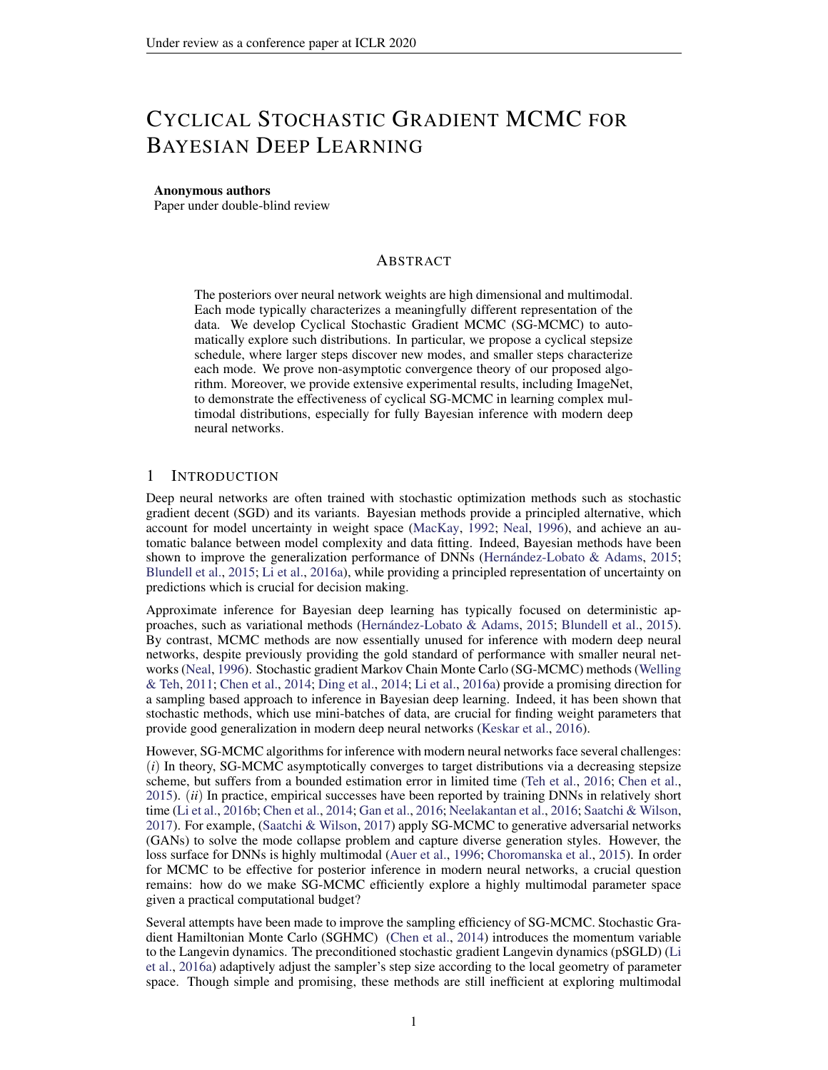# CYCLICAL STOCHASTIC GRADIENT MCMC FOR BAYESIAN DEEP LEARNING

**Anonymous authors**
Paper under double-blind review

## ABSTRACT

The posteriors over neural network weights are high dimensional and multimodal. Each mode typically characterizes a meaningfully different representation of the data. We develop Cyclical Stochastic Gradient MCMC (SG-MCMC) to automatically explore such distributions. In particular, we propose a cyclical stepsize schedule, where larger steps discover new modes, and smaller steps characterize each mode. We prove non-asymptotic convergence theory of our proposed algorithm. Moreover, we provide extensive experimental results, including ImageNet, to demonstrate the effectiveness of cyclical SG-MCMC in learning complex multimodal distributions, especially for fully Bayesian inference with modern deep neural networks.

## 1 INTRODUCTION

Deep neural networks are often trained with stochastic optimization methods such as stochastic gradient decent (SGD) and its variants. Bayesian methods provide a principled alternative, which account for model uncertainty in weight space (MacKay, 1992; Neal, 1996), and achieve an automatic balance between model complexity and data fitting. Indeed, Bayesian methods have been shown to improve the generalization performance of DNNs (Hernández-Lobato & Adams, 2015; Blundell et al., 2015; Li et al., 2016a), while providing a principled representation of uncertainty on predictions which is crucial for decision making.

Approximate inference for Bayesian deep learning has typically focused on deterministic approaches, such as variational methods (Hernández-Lobato & Adams, 2015; Blundell et al., 2015). By contrast, MCMC methods are now essentially unused for inference with modern deep neural networks, despite previously providing the gold standard of performance with smaller neural networks (Neal, 1996). Stochastic gradient Markov Chain Monte Carlo (SG-MCMC) methods (Welling & Teh, 2011; Chen et al., 2014; Ding et al., 2014; Li et al., 2016a) provide a promising direction for a sampling based approach to inference in Bayesian deep learning. Indeed, it has been shown that stochastic methods, which use mini-batches of data, are crucial for finding weight parameters that provide good generalization in modern deep neural networks (Keskar et al., 2016).

However, SG-MCMC algorithms for inference with modern neural networks face several challenges: (*i*) In theory, SG-MCMC asymptotically converges to target distributions via a decreasing stepsize scheme, but suffers from a bounded estimation error in limited time (Teh et al., 2016; Chen et al., 2015). (*ii*) In practice, empirical successes have been reported by training DNNs in relatively short time (Li et al., 2016b; Chen et al., 2014; Gan et al., 2016; Neelakantan et al., 2016; Saatchi & Wilson, 2017). For example, (Saatchi & Wilson, 2017) apply SG-MCMC to generative adversarial networks (GANs) to solve the mode collapse problem and capture diverse generation styles. However, the loss surface for DNNs is highly multimodal (Auer et al., 1996; Choromanska et al., 2015). In order for MCMC to be effective for posterior inference in modern neural networks, a crucial question remains: how do we make SG-MCMC efficiently explore a highly multimodal parameter space given a practical computational budget?

Several attempts have been made to improve the sampling efficiency of SG-MCMC. Stochastic Gradient Hamiltonian Monte Carlo (SGHMC) (Chen et al., 2014) introduces the momentum variable to the Langevin dynamics. The preconditioned stochastic gradient Langevin dynamics (pSGLD) (Li et al., 2016a) adaptively adjust the sampler's step size according to the local geometry of parameter space. Though simple and promising, these methods are still inefficient at exploring multimodal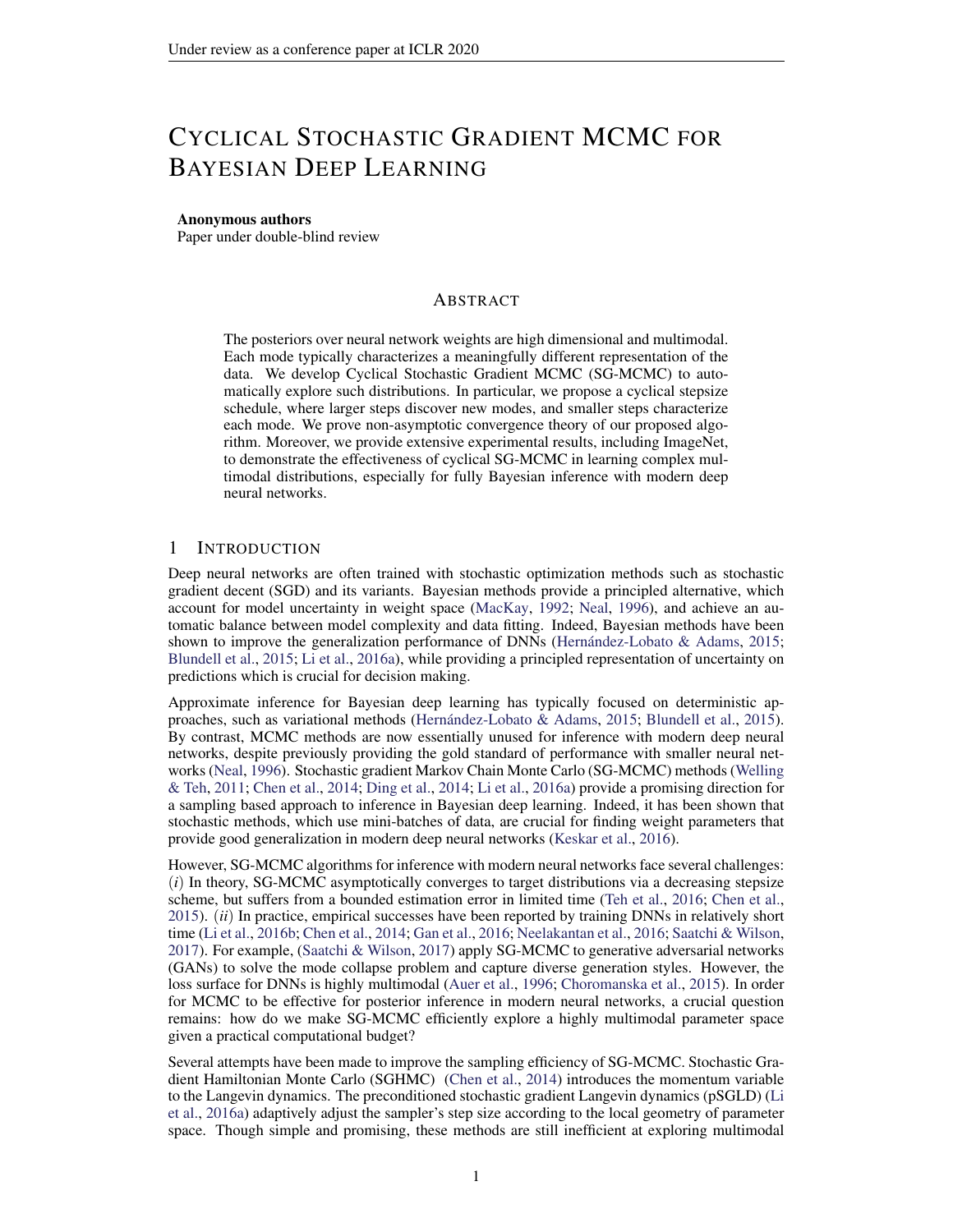# Cyclical Stochastic Gradient MCMC for Bayesian Deep Learning

**Anonymous authors**
Paper under double-blind review

## Abstract

The posteriors over neural network weights are high dimensional and multimodal. Each mode typically characterizes a meaningfully different representation of the data. We develop Cyclical Stochastic Gradient MCMC (SG-MCMC) to automatically explore such distributions. In particular, we propose a cyclical stepsize schedule, where larger steps discover new modes, and smaller steps characterize each mode. We prove non-asymptotic convergence theory of our proposed algorithm. Moreover, we provide extensive experimental results, including ImageNet, to demonstrate the effectiveness of cyclical SG-MCMC in learning complex multimodal distributions, especially for fully Bayesian inference with modern deep neural networks.

## 1 Introduction

Deep neural networks are often trained with stochastic optimization methods such as stochastic gradient decent (SGD) and its variants. Bayesian methods provide a principled alternative, which account for model uncertainty in weight space (MacKay, 1992; Neal, 1996), and achieve an automatic balance between model complexity and data fitting. Indeed, Bayesian methods have been shown to improve the generalization performance of DNNs (Hernández-Lobato & Adams, 2015; Blundell et al., 2015; Li et al., 2016a), while providing a principled representation of uncertainty on predictions which is crucial for decision making.

Approximate inference for Bayesian deep learning has typically focused on deterministic approaches, such as variational methods (Hernández-Lobato & Adams, 2015; Blundell et al., 2015). By contrast, MCMC methods are now essentially unused for inference with modern deep neural networks, despite previously providing the gold standard of performance with smaller neural networks (Neal, 1996). Stochastic gradient Markov Chain Monte Carlo (SG-MCMC) methods (Welling & Teh, 2011; Chen et al., 2014; Ding et al., 2014; Li et al., 2016a) provide a promising direction for a sampling based approach to inference in Bayesian deep learning. Indeed, it has been shown that stochastic methods, which use mini-batches of data, are crucial for finding weight parameters that provide good generalization in modern deep neural networks (Keskar et al., 2016).

However, SG-MCMC algorithms for inference with modern neural networks face several challenges: (*i*) In theory, SG-MCMC asymptotically converges to target distributions via a decreasing stepsize scheme, but suffers from a bounded estimation error in limited time (Teh et al., 2016; Chen et al., 2015). (*ii*) In practice, empirical successes have been reported by training DNNs in relatively short time (Li et al., 2016b; Chen et al., 2014; Gan et al., 2016; Neelakantan et al., 2016; Saatchi & Wilson, 2017). For example, (Saatchi & Wilson, 2017) apply SG-MCMC to generative adversarial networks (GANs) to solve the mode collapse problem and capture diverse generation styles. However, the loss surface for DNNs is highly multimodal (Auer et al., 1996; Choromanska et al., 2015). In order for MCMC to be effective for posterior inference in modern neural networks, a crucial question remains: how do we make SG-MCMC efficiently explore a highly multimodal parameter space given a practical computational budget?

Several attempts have been made to improve the sampling efficiency of SG-MCMC. Stochastic Gradient Hamiltonian Monte Carlo (SGHMC) (Chen et al., 2014) introduces the momentum variable to the Langevin dynamics. The preconditioned stochastic gradient Langevin dynamics (pSGLD) (Li et al., 2016a) adaptively adjust the sampler's step size according to the local geometry of parameter space. Though simple and promising, these methods are still inefficient at exploring multimodal